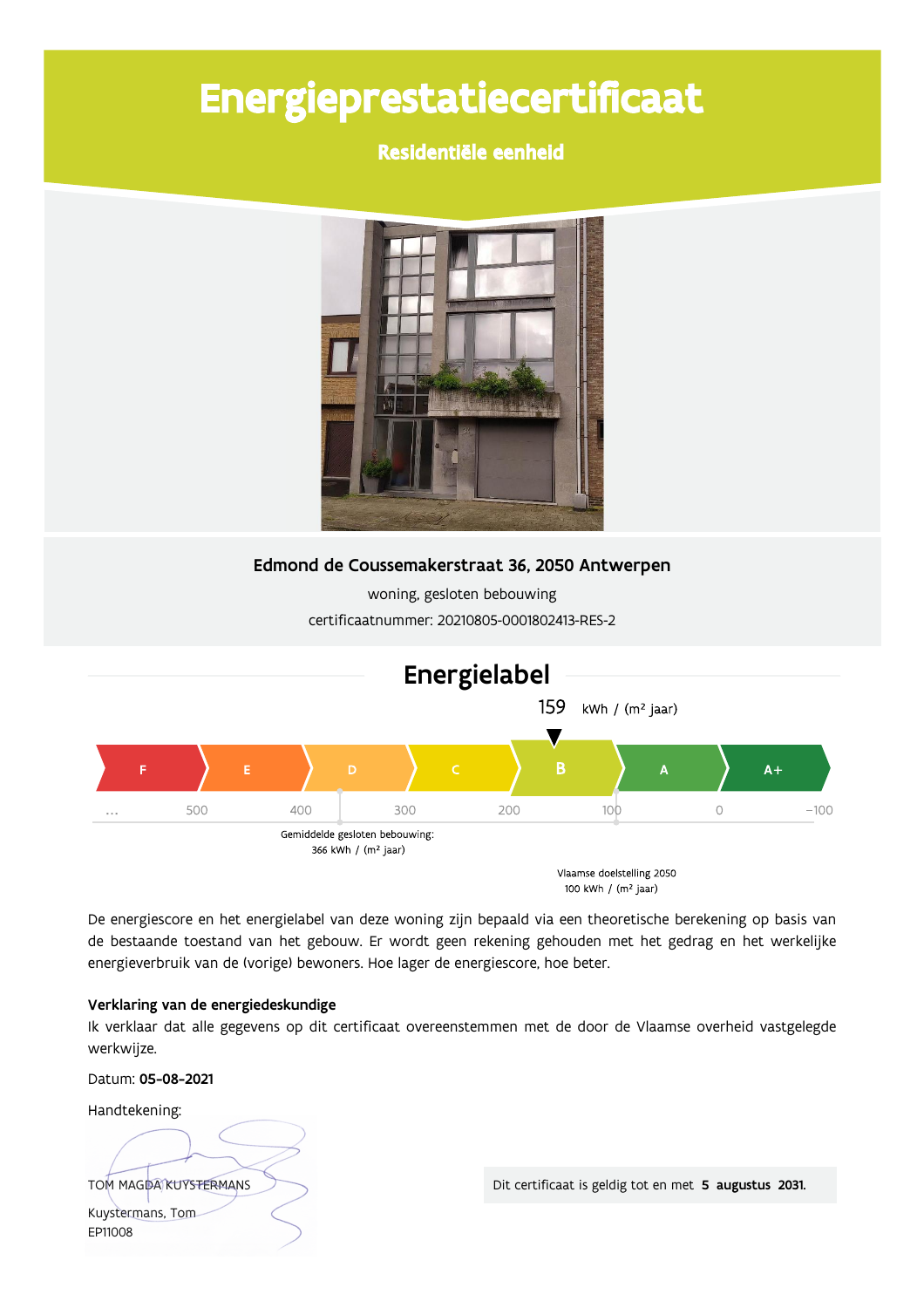# Energieprestatiecertificaat

## Residentiële eenheid

**Edmond de Coussemakerstraat 36, 2050 Antwerpen**

woning, gesloten bebouwing

certificaatnummer: 20210805-0001802413-RES-2

## Energielabel

159 kWh / (m² jaar)

| F | E | D | C | B | A | A+ |
|---|---|---|---|---|---|---|

… 500 400 300 200 100 0 −100

Gemiddelde gesloten bebouwing: 366 kWh / (m² jaar)

Vlaamse doelstelling 2050 100 kWh / (m² jaar)

De energiescore en het energielabel van deze woning zijn bepaald via een theoretische berekening op basis van de bestaande toestand van het gebouw. Er wordt geen rekening gehouden met het gedrag en het werkelijke energieverbruik van de (vorige) bewoners. Hoe lager de energiescore, hoe beter.

**Verklaring van de energiedeskundige**

Ik verklaar dat alle gegevens op dit certificaat overeenstemmen met de door de Vlaamse overheid vastgelegde werkwijze.

Datum: **05-08-2021**

Handtekening:

TOM MAGDA KUYSTERMANS

Kuystermans, Tom

EP11008

Dit certificaat is geldig tot en met **5 augustus 2031.**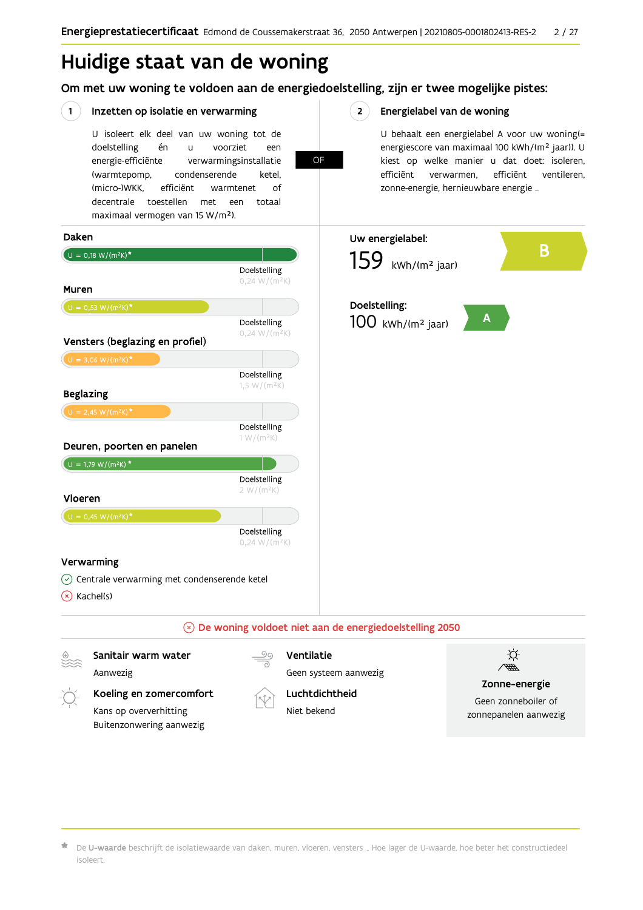# Huidige staat van de woning

## Om met uw woning te voldoen aan de energiedoelstelling, zijn er twee mogelijke pistes:

### 1 Inzetten op isolatie en verwarming

U isoleert elk deel van uw woning tot de doelstelling én u voorziet een energie-efficiënte verwarmingsinstallatie (warmtepomp, condenserende ketel, (micro-)WKK, efficiënt warmtenet of decentrale toestellen met een totaal maximaal vermogen van 15 W/m²).

**OF**

### 2 Energielabel van de woning

U behaalt een energielabel A voor uw woning(= energiescore van maximaal 100 kWh/(m² jaar)). U kiest op welke manier u dat doet: isoleren, efficiënt verwarmen, efficiënt ventileren, zonne-energie, hernieuwbare energie …

**Daken**

U = 0,18 W/(m²K)*

Doelstelling 0,24 W/(m²K)

**Muren**

U = 0,53 W/(m²K)*

Doelstelling 0,24 W/(m²K)

**Vensters (beglazing en profiel)**

U = 3,06 W/(m²K)*

Doelstelling 1,5 W/(m²K)

**Beglazing**

U = 2,45 W/(m²K)*

Doelstelling 1 W/(m²K)

**Deuren, poorten en panelen**

U = 1,79 W/(m²K)*

Doelstelling 2 W/(m²K)

**Vloeren**

U = 0,45 W/(m²K)*

Doelstelling 0,24 W/(m²K)

**Verwarming**

- ✓ Centrale verwarming met condenserende ketel
- ✗ Kachel(s)

**Uw energielabel:**

159 kWh/(m² jaar) — **B**

**Doelstelling:**

100 kWh/(m² jaar) — **A**

**De woning voldoet niet aan de energiedoelstelling 2050**

**Sanitair warm water**

Aanwezig

**Ventilatie**

Geen systeem aanwezig

**Koeling en zomercomfort**

Kans op oververhitting

Buitenzonwering aanwezig

**Luchtdichtheid**

Niet bekend

**Zonne-energie**

Geen zonneboiler of zonnepanelen aanwezig

* De **U-waarde** beschrijft de isolatiewaarde van daken, muren, vloeren, vensters … Hoe lager de U-waarde, hoe beter het constructiedeel isoleert.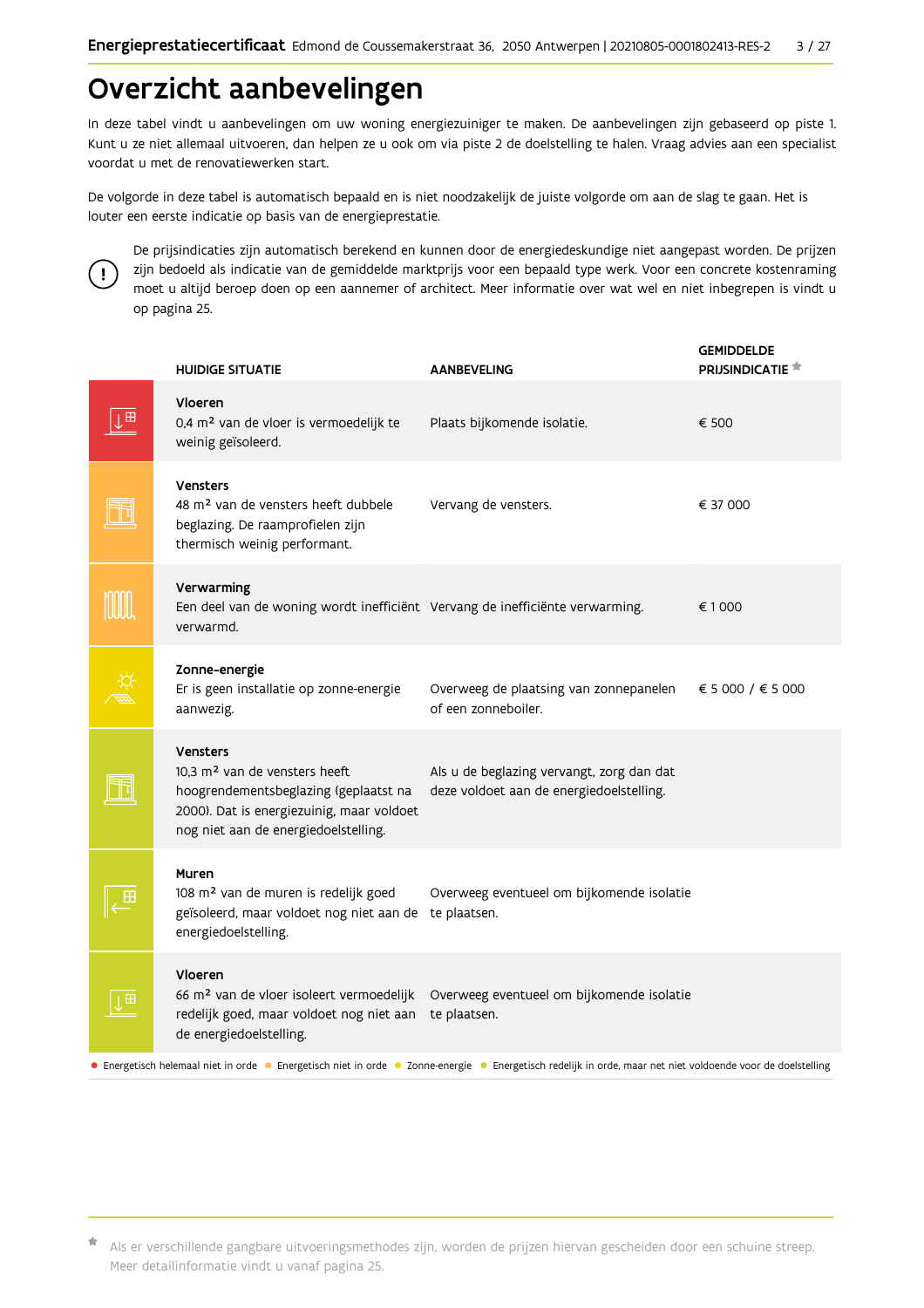# Overzicht aanbevelingen

In deze tabel vindt u aanbevelingen om uw woning energiezuiniger te maken. De aanbevelingen zijn gebaseerd op piste 1. Kunt u ze niet allemaal uitvoeren, dan helpen ze u ook om via piste 2 de doelstelling te halen. Vraag advies aan een specialist voordat u met de renovatiewerken start.

De volgorde in deze tabel is automatisch bepaald en is niet noodzakelijk de juiste volgorde om aan de slag te gaan. Het is louter een eerste indicatie op basis van de energieprestatie.

De prijsindicaties zijn automatisch berekend en kunnen door de energiedeskundige niet aangepast worden. De prijzen zijn bedoeld als indicatie van de gemiddelde marktprijs voor een bepaald type werk. Voor een concrete kostenraming moet u altijd beroep doen op een aannemer of architect. Meer informatie over wat wel en niet inbegrepen is vindt u op pagina 25.

| HUIDIGE SITUATIE | AANBEVELING | GEMIDDELDE PRIJSINDICATIE * |
|---|---|---|
| **Vloeren**<br>0,4 m² van de vloer is vermoedelijk te weinig geïsoleerd. | Plaats bijkomende isolatie. | € 500 |
| **Vensters**<br>48 m² van de vensters heeft dubbele beglazing. De raamprofielen zijn thermisch weinig performant. | Vervang de vensters. | € 37 000 |
| **Verwarming**<br>Een deel van de woning wordt inefficiënt verwarmd. | Vervang de inefficiënte verwarming. | € 1 000 |
| **Zonne-energie**<br>Er is geen installatie op zonne-energie aanwezig. | Overweeg de plaatsing van zonnepanelen of een zonneboiler. | € 5 000 / € 5 000 |
| **Vensters**<br>10,3 m² van de vensters heeft hoogrendementsbeglazing (geplaatst na 2000). Dat is energiezuinig, maar voldoet nog niet aan de energiedoelstelling. | Als u de beglazing vervangt, zorg dan dat deze voldoet aan de energiedoelstelling. | |
| **Muren**<br>108 m² van de muren is redelijk goed geïsoleerd, maar voldoet nog niet aan de energiedoelstelling. | Overweeg eventueel om bijkomende isolatie te plaatsen. | |
| **Vloeren**<br>66 m² van de vloer isoleert vermoedelijk redelijk goed, maar voldoet nog niet aan de energiedoelstelling. | Overweeg eventueel om bijkomende isolatie te plaatsen. | |

● Energetisch helemaal niet in orde ● Energetisch niet in orde ● Zonne-energie ● Energetisch redelijk in orde, maar net niet voldoende voor de doelstelling

* Als er verschillende gangbare uitvoeringsmethodes zijn, worden de prijzen hiervan gescheiden door een schuine streep. Meer detailinformatie vindt u vanaf pagina 25.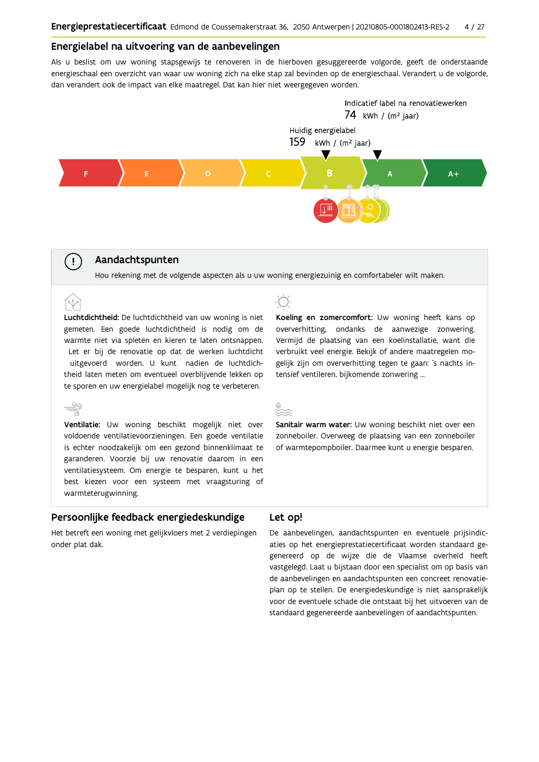## Energielabel na uitvoering van de aanbevelingen

Als u beslist om uw woning stapsgewijs te renoveren in de hierboven gesuggereerde volgorde, geeft de onderstaande energieschaal een overzicht van waar uw woning zich na elke stap zal bevinden op de energieschaal. Verandert u de volgorde, dan verandert ook de impact van elke maatregel. Dat kan hier niet weergegeven worden.

Indicatief label na renovatiewerken
74 kWh / (m² jaar)

Huidig energielabel
159 kWh / (m² jaar)

F | E | D | C | B | A | A+

## Aandachtspunten

Hou rekening met de volgende aspecten als u uw woning energiezuinig en comfortabeler wilt maken.

**Luchtdichtheid:** De luchtdichtheid van uw woning is niet gemeten. Een goede luchtdichtheid is nodig om de warmte niet via spleten en kieren te laten ontsnappen. Let er bij de renovatie op dat de werken luchtdicht uitgevoerd worden. U kunt nadien de luchtdichtheid laten meten om eventueel overblijvende lekken op te sporen en uw energielabel mogelijk nog te verbeteren.

**Ventilatie:** Uw woning beschikt mogelijk niet over voldoende ventilatievoorzieningen. Een goede ventilatie is echter noodzakelijk om een gezond binnenklimaat te garanderen. Voorzie bij uw renovatie daarom in een ventilatiesysteem. Om energie te besparen, kunt u het best kiezen voor een systeem met vraagsturing of warmteterugwinning.

**Koeling en zomercomfort:** Uw woning heeft kans op oververhitting, ondanks de aanwezige zonwering. Vermijd de plaatsing van een koelinstallatie, want die verbruikt veel energie. Bekijk of andere maatregelen mogelijk zijn om oververhitting tegen te gaan: 's nachts intensief ventileren, bijkomende zonwering ...

**Sanitair warm water:** Uw woning beschikt niet over een zonneboiler. Overweeg de plaatsing van een zonneboiler of warmtepompboiler. Daarmee kunt u energie besparen.

## Persoonlijke feedback energiedeskundige

Het betreft een woning met gelijkvloers met 2 verdiepingen onder plat dak.

## Let op!

De aanbevelingen, aandachtspunten en eventuele prijsindicaties op het energieprestatiecertificaat worden standaard gegenereerd op de wijze die de Vlaamse overheid heeft vastgelegd. Laat u bijstaan door een specialist om op basis van de aanbevelingen en aandachtspunten een concreet renovatieplan op te stellen. De energiedeskundige is niet aansprakelijk voor de eventuele schade die ontstaat bij het uitvoeren van de standaard gegenereerde aanbevelingen of aandachtspunten.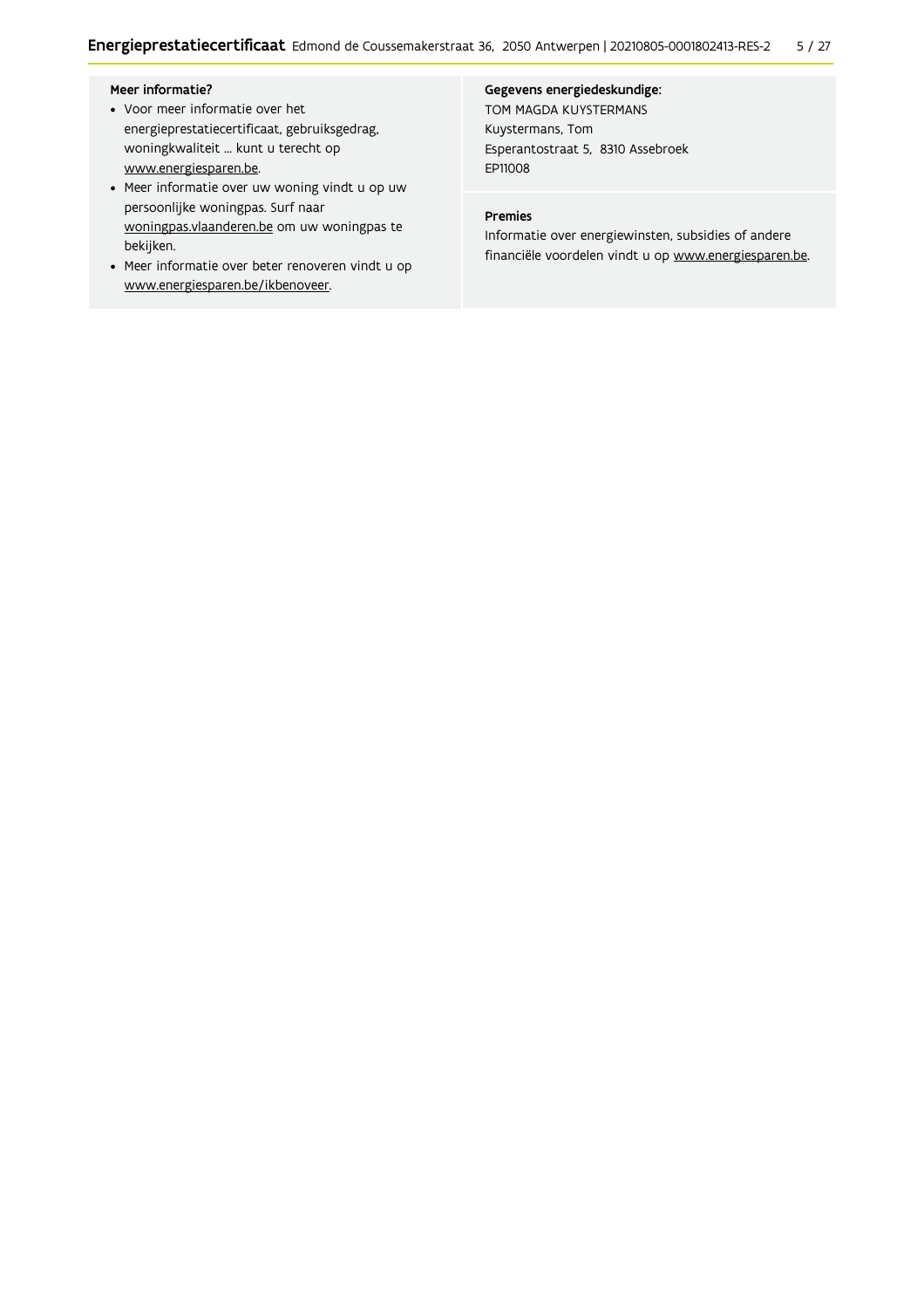**Meer informatie?**

- Voor meer informatie over het energieprestatiecertificaat, gebruiksgedrag, woningkwaliteit ... kunt u terecht op www.energiesparen.be.
- Meer informatie over uw woning vindt u op uw persoonlijke woningpas. Surf naar woningpas.vlaanderen.be om uw woningpas te bekijken.
- Meer informatie over beter renoveren vindt u op www.energiesparen.be/ikbenoveer.

**Gegevens energiedeskundige:**

TOM MAGDA KUYSTERMANS
Kuystermans, Tom
Esperantostraat 5, 8310 Assebroek
EP11008

**Premies**

Informatie over energiewinsten, subsidies of andere financiële voordelen vindt u op www.energiesparen.be.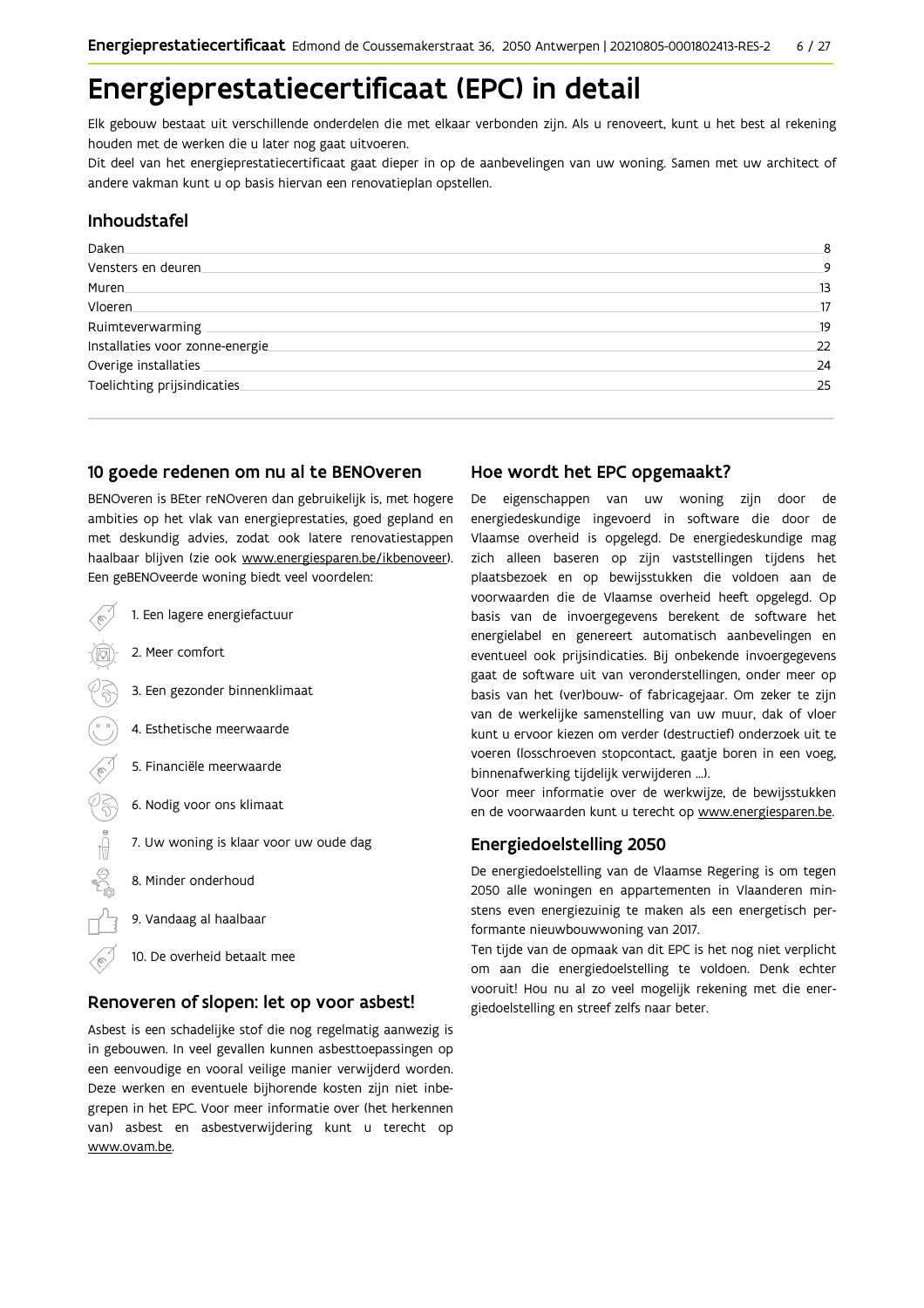# Energieprestatiecertificaat (EPC) in detail

Elk gebouw bestaat uit verschillende onderdelen die met elkaar verbonden zijn. Als u renoveert, kunt u het best al rekening houden met de werken die u later nog gaat uitvoeren.

Dit deel van het energieprestatiecertificaat gaat dieper in op de aanbevelingen van uw woning. Samen met uw architect of andere vakman kunt u op basis hiervan een renovatieplan opstellen.

## Inhoudstafel

| | |
|---|---|
| Daken | 8 |
| Vensters en deuren | 9 |
| Muren | 13 |
| Vloeren | 17 |
| Ruimteverwarming | 19 |
| Installaties voor zonne-energie | 22 |
| Overige installaties | 24 |
| Toelichting prijsindicaties | 25 |

## 10 goede redenen om nu al te BENOveren

BENOveren is BEter reNOveren dan gebruikelijk is, met hogere ambities op het vlak van energieprestaties, goed gepland en met deskundig advies, zodat ook latere renovatiestappen haalbaar blijven (zie ook www.energiesparen.be/ikbenoveer). Een geBENOveerde woning biedt veel voordelen:

1. Een lagere energiefactuur
2. Meer comfort
3. Een gezonder binnenklimaat
4. Esthetische meerwaarde
5. Financiële meerwaarde
6. Nodig voor ons klimaat
7. Uw woning is klaar voor uw oude dag
8. Minder onderhoud
9. Vandaag al haalbaar
10. De overheid betaalt mee

## Renoveren of slopen: let op voor asbest!

Asbest is een schadelijke stof die nog regelmatig aanwezig is in gebouwen. In veel gevallen kunnen asbesttoepassingen op een eenvoudige en vooral veilige manier verwijderd worden. Deze werken en eventuele bijhorende kosten zijn niet inbegrepen in het EPC. Voor meer informatie over (het herkennen van) asbest en asbestverwijdering kunt u terecht op www.ovam.be.

## Hoe wordt het EPC opgemaakt?

De eigenschappen van uw woning zijn door de energiedeskundige ingevoerd in software die door de Vlaamse overheid is opgelegd. De energiedeskundige mag zich alleen baseren op zijn vaststellingen tijdens het plaatsbezoek en op bewijsstukken die voldoen aan de voorwaarden die de Vlaamse overheid heeft opgelegd. Op basis van de invoergegevens berekent de software het energielabel en genereert automatisch aanbevelingen en eventueel ook prijsindicaties. Bij onbekende invoergegevens gaat de software uit van veronderstellingen, onder meer op basis van het (ver)bouw- of fabricagejaar. Om zeker te zijn van de werkelijke samenstelling van uw muur, dak of vloer kunt u ervoor kiezen om verder (destructief) onderzoek uit te voeren (losschroeven stopcontact, gaatje boren in een voeg, binnenafwerking tijdelijk verwijderen ...).

Voor meer informatie over de werkwijze, de bewijsstukken en de voorwaarden kunt u terecht op www.energiesparen.be.

## Energiedoelstelling 2050

De energiedoelstelling van de Vlaamse Regering is om tegen 2050 alle woningen en appartementen in Vlaanderen minstens even energiezuinig te maken als een energetisch performante nieuwbouwwoning van 2017.

Ten tijde van de opmaak van dit EPC is het nog niet verplicht om aan die energiedoelstelling te voldoen. Denk echter vooruit! Hou nu al zo veel mogelijk rekening met die energiedoelstelling en streef zelfs naar beter.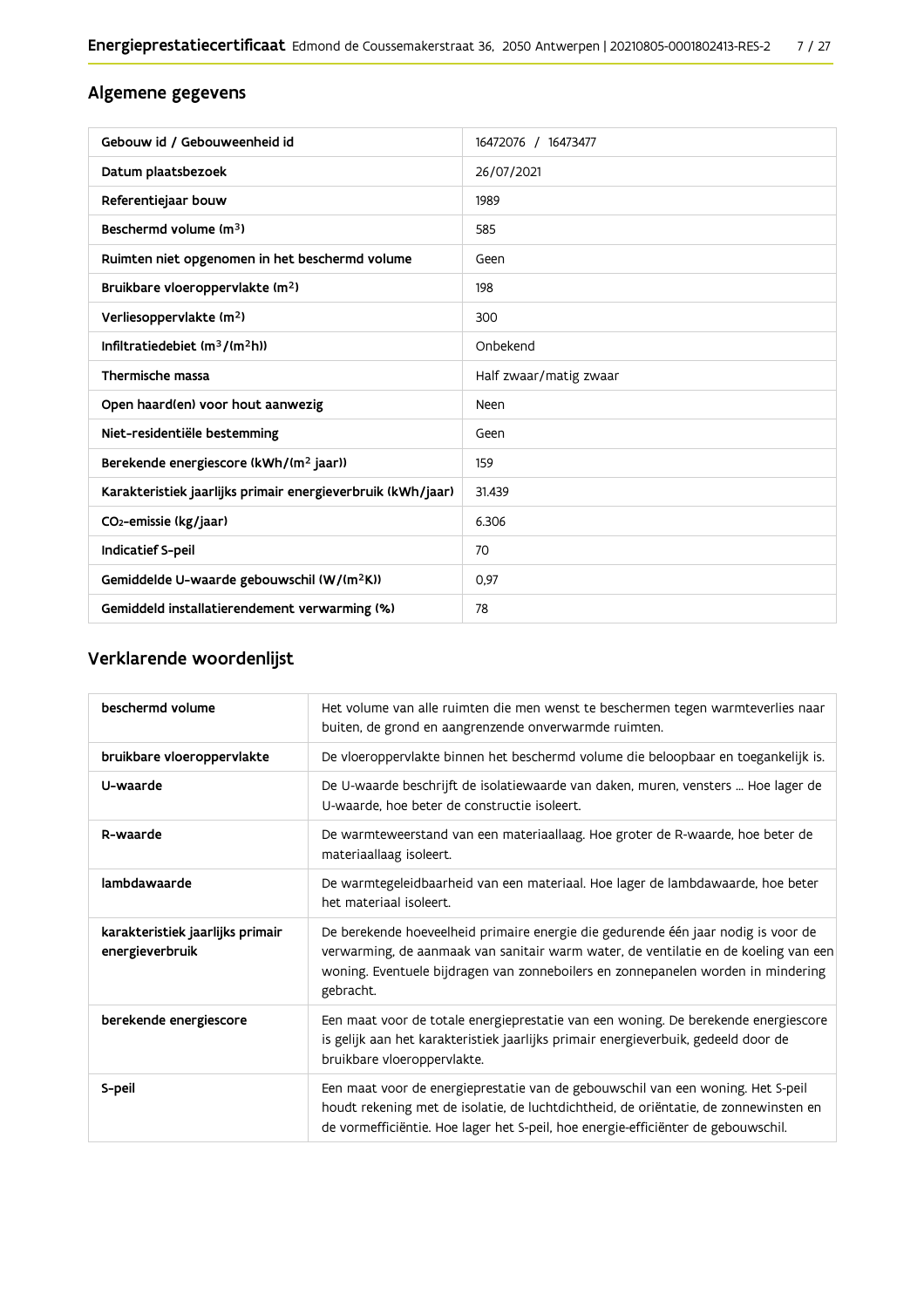## Algemene gegevens

| Gebouw id / Gebouweenheid id | 16472076 / 16473477 |
|---|---|
| Datum plaatsbezoek | 26/07/2021 |
| Referentiejaar bouw | 1989 |
| Beschermd volume ($m^3$) | 585 |
| Ruimten niet opgenomen in het beschermd volume | Geen |
| Bruikbare vloeroppervlakte ($m^2$) | 198 |
| Verliesoppervlakte ($m^2$) | 300 |
| Infiltratiedebiet ($m^3/(m^2h)$) | Onbekend |
| Thermische massa | Half zwaar/matig zwaar |
| Open haard(en) voor hout aanwezig | Neen |
| Niet-residentiële bestemming | Geen |
| Berekende energiescore (kWh/($m^2$ jaar)) | 159 |
| Karakteristiek jaarlijks primair energieverbruik (kWh/jaar) | 31.439 |
| $CO_2$-emissie (kg/jaar) | 6.306 |
| Indicatief S-peil | 70 |
| Gemiddelde U-waarde gebouwschil (W/($m^2$K)) | 0,97 |
| Gemiddeld installatierendement verwarming (%) | 78 |

## Verklarende woordenlijst

| beschermd volume | Het volume van alle ruimten die men wenst te beschermen tegen warmteverlies naar buiten, de grond en aangrenzende onverwarmde ruimten. |
|---|---|
| bruikbare vloeroppervlakte | De vloeroppervlakte binnen het beschermd volume die beloopbaar en toegankelijk is. |
| U-waarde | De U-waarde beschrijft de isolatiewaarde van daken, muren, vensters ... Hoe lager de U-waarde, hoe beter de constructie isoleert. |
| R-waarde | De warmteweerstand van een materiaallaag. Hoe groter de R-waarde, hoe beter de materiaallaag isoleert. |
| lambdawaarde | De warmtegeleidbaarheid van een materiaal. Hoe lager de lambdawaarde, hoe beter het materiaal isoleert. |
| karakteristiek jaarlijks primair energieverbruik | De berekende hoeveelheid primaire energie die gedurende één jaar nodig is voor de verwarming, de aanmaak van sanitair warm water, de ventilatie en de koeling van een woning. Eventuele bijdragen van zonneboilers en zonnepanelen worden in mindering gebracht. |
| berekende energiescore | Een maat voor de totale energieprestatie van een woning. De berekende energiescore is gelijk aan het karakteristiek jaarlijks primair energieverbuik, gedeeld door de bruikbare vloeroppervlakte. |
| S-peil | Een maat voor de energieprestatie van de gebouwschil van een woning. Het S-peil houdt rekening met de isolatie, de luchtdichtheid, de oriëntatie, de zonnewinsten en de vormefficiëntie. Hoe lager het S-peil, hoe energie-efficiënter de gebouwschil. |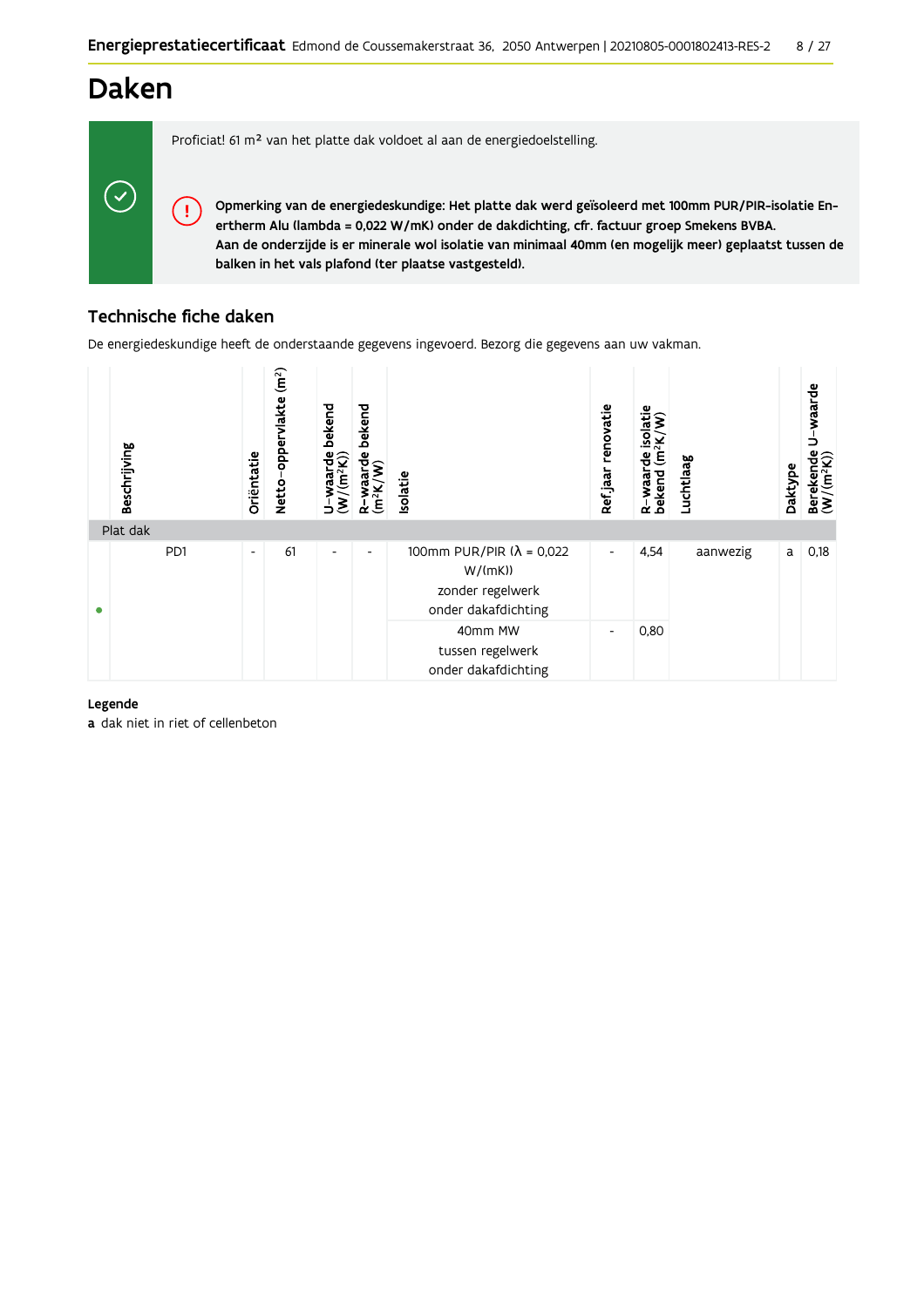# Daken

Proficiat! 61 m² van het platte dak voldoet al aan de energiedoelstelling.

**Opmerking van de energiedeskundige: Het platte dak werd geïsoleerd met 100mm PUR/PIR-isolatie Enertherm Alu (lambda = 0,022 W/mK) onder de dakdichting, cfr. factuur groep Smekens BVBA.**
**Aan de onderzijde is er minerale wol isolatie van minimaal 40mm (en mogelijk meer) geplaatst tussen de balken in het vals plafond (ter plaatse vastgesteld).**

## Technische fiche daken

De energiedeskundige heeft de onderstaande gegevens ingevoerd. Bezorg die gegevens aan uw vakman.

| | Beschrijving | Oriëntatie | Netto-oppervlakte (m²) | U-waarde bekend (W/(m²K)) | R-waarde bekend (m²K/W) | Isolatie | Ref.jaar renovatie | R-waarde isolatie bekend (m²K/W) | Luchtlaag | Daktype | Berekende U-waarde (W/(m²K)) |
|---|---|---|---|---|---|---|---|---|---|---|---|
| Plat dak | | | | | | | | | | | |
| • | PD1 | - | 61 | - | - | 100mm PUR/PIR (λ = 0,022 W/(mK)) zonder regelwerk onder dakdichting | - | 4,54 | aanwezig | a | 0,18 |
| | | | | | | 40mm MW tussen regelwerk onder dakdichting | - | 0,80 | | | |

**Legende**
**a** dak niet in riet of cellenbeton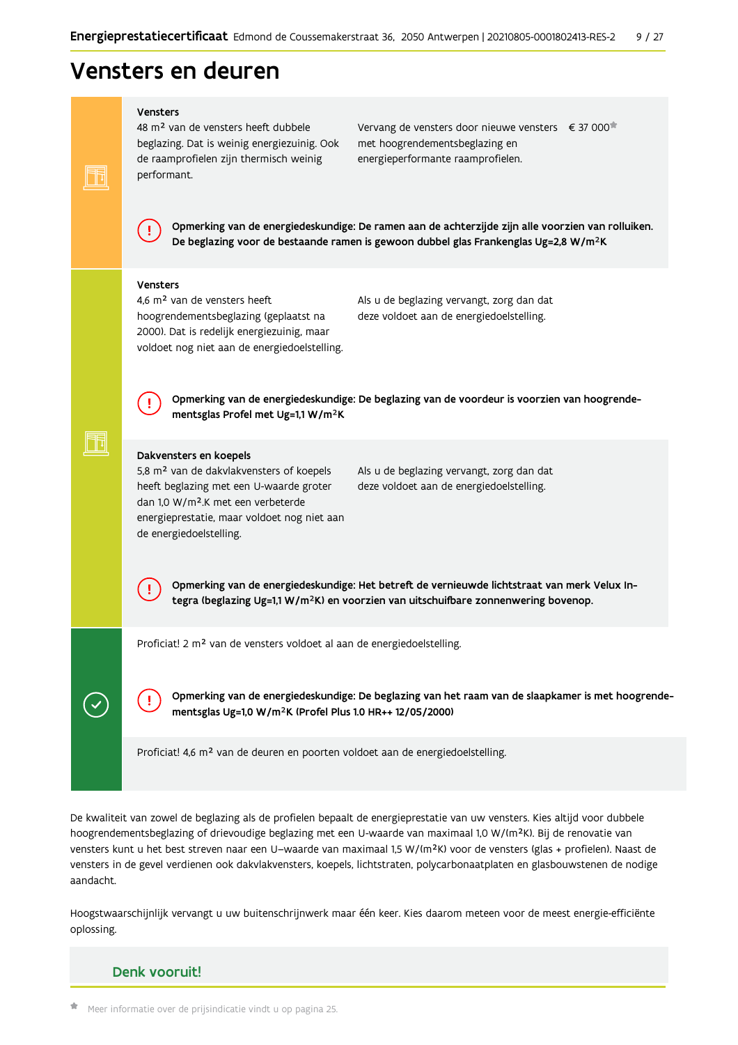# Vensters en deuren

### Vensters

48 m² van de vensters heeft dubbele beglazing. Dat is weinig energiezuinig. Ook de raamprofielen zijn thermisch weinig performant.

Vervang de vensters door nieuwe vensters met hoogrendementsbeglazing en energieperformante raamprofielen. € 37 000*

**Opmerking van de energiedeskundige: De ramen aan de achterzijde zijn alle voorzien van rolluiken. De beglazing voor de bestaande ramen is gewoon dubbel glas Frankenglas Ug=2,8 W/m²K**

### Vensters

4,6 m² van de vensters heeft hoogrendementsbeglazing (geplaatst na 2000). Dat is redelijk energiezuinig, maar voldoet nog niet aan de energiedoelstelling.

Als u de beglazing vervangt, zorg dan dat deze voldoet aan de energiedoelstelling.

**Opmerking van de energiedeskundige: De beglazing van de voordeur is voorzien van hoogrendementsglas Profel met Ug=1,1 W/m²K**

### Dakvensters en koepels

5,8 m² van de dakvlakvensters of koepels heeft beglazing met een U-waarde groter dan 1,0 W/m².K met een verbeterde energieprestatie, maar voldoet nog niet aan de energiedoelstelling.

Als u de beglazing vervangt, zorg dan dat deze voldoet aan de energiedoelstelling.

**Opmerking van de energiedeskundige: Het betreft de vernieuwde lichtstraat van merk Velux Integra (beglazing Ug=1,1 W/m²K) en voorzien van uitschuifbare zonnewering bovenop.**

Proficiat! 2 m² van de vensters voldoet al aan de energiedoelstelling.

**Opmerking van de energiedeskundige: De beglazing van het raam van de slaapkamer is met hoogrendementsglas Ug=1,0 W/m²K (Profel Plus 1.0 HR++ 12/05/2000)**

Proficiat! 4,6 m² van de deuren en poorten voldoet aan de energiedoelstelling.

De kwaliteit van zowel de beglazing als de profielen bepaalt de energieprestatie van uw vensters. Kies altijd voor dubbele hoogrendementsbeglazing of drievoudige beglazing met een U-waarde van maximaal 1,0 W/(m²K). Bij de renovatie van vensters kunt u het best streven naar een U–waarde van maximaal 1,5 W/(m²K) voor de vensters (glas + profielen). Naast de vensters in de gevel verdienen ook dakvlakvensters, koepels, lichtstraten, polycarbonaatplaten en glasbouwstenen de nodige aandacht.

Hoogstwaarschijnlijk vervangt u uw buitenschrijnwerk maar één keer. Kies daarom meteen voor de meest energie-efficiënte oplossing.

## Denk vooruit!

* Meer informatie over de prijsindicatie vindt u op pagina 25.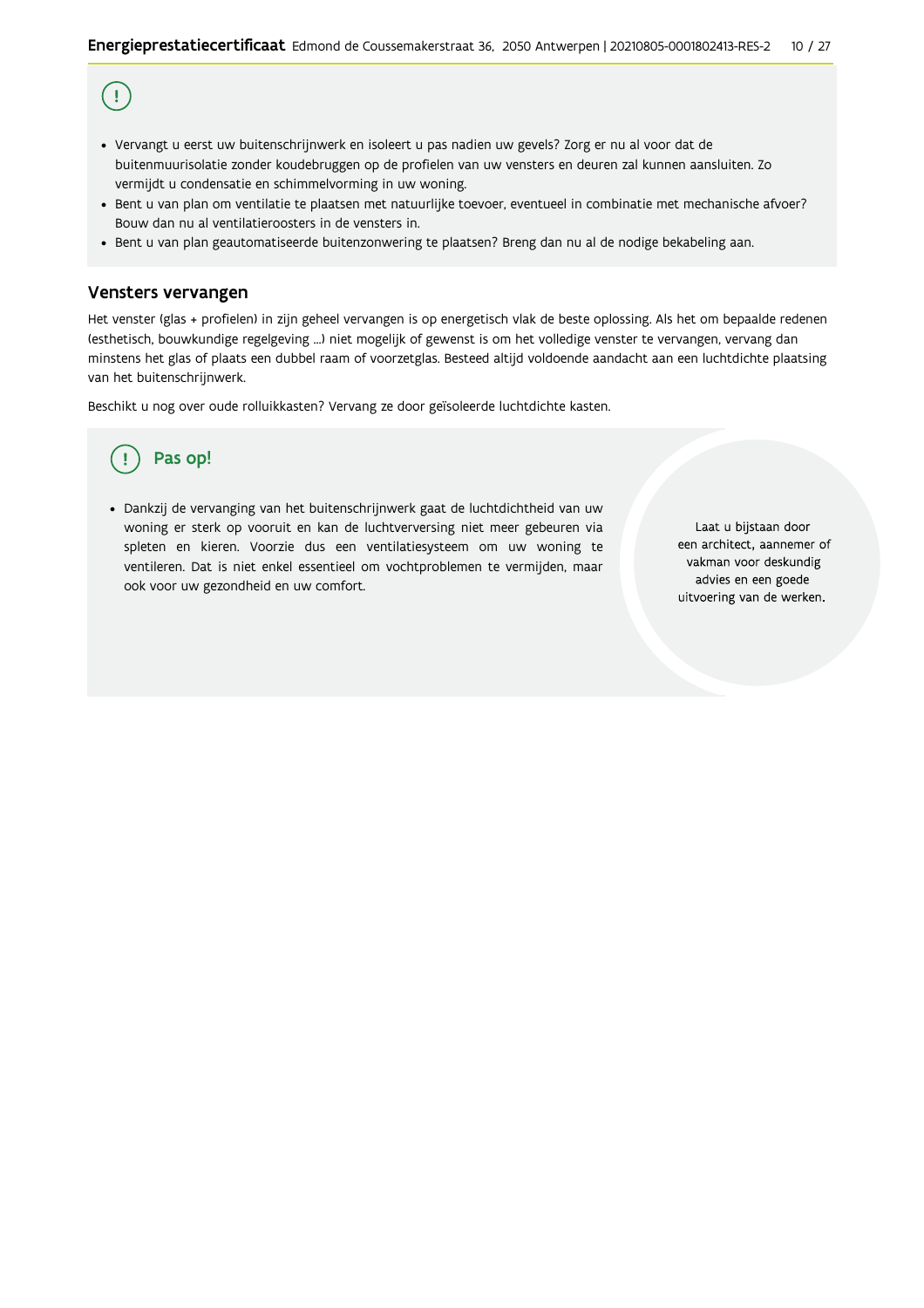- Vervangt u eerst uw buitenschrijnwerk en isoleert u pas nadien uw gevels? Zorg er nu al voor dat de buitenmuurisolatie zonder koudebruggen op de profielen van uw vensters en deuren zal kunnen aansluiten. Zo vermijdt u condensatie en schimmelvorming in uw woning.
- Bent u van plan om ventilatie te plaatsen met natuurlijke toevoer, eventueel in combinatie met mechanische afvoer? Bouw dan nu al ventilatieroosters in de vensters in.
- Bent u van plan geautomatiseerde buitenzonwering te plaatsen? Breng dan nu al de nodige bekabeling aan.

## Vensters vervangen

Het venster (glas + profielen) in zijn geheel vervangen is op energetisch vlak de beste oplossing. Als het om bepaalde redenen (esthetisch, bouwkundige regelgeving ...) niet mogelijk of gewenst is om het volledige venster te vervangen, vervang dan minstens het glas of plaats een dubbel raam of voorzetglas. Besteed altijd voldoende aandacht aan een luchtdichte plaatsing van het buitenschrijnwerk.

Beschikt u nog over oude rolluikkasten? Vervang ze door geïsoleerde luchtdichte kasten.

### Pas op!

- Dankzij de vervanging van het buitenschrijnwerk gaat de luchtdichtheid van uw woning er sterk op vooruit en kan de luchtverversing niet meer gebeuren via spleten en kieren. Voorzie dus een ventilatiesysteem om uw woning te ventileren. Dat is niet enkel essentieel om vochtproblemen te vermijden, maar ook voor uw gezondheid en uw comfort.

Laat u bijstaan door een architect, aannemer of vakman voor deskundig advies en een goede uitvoering van de werken.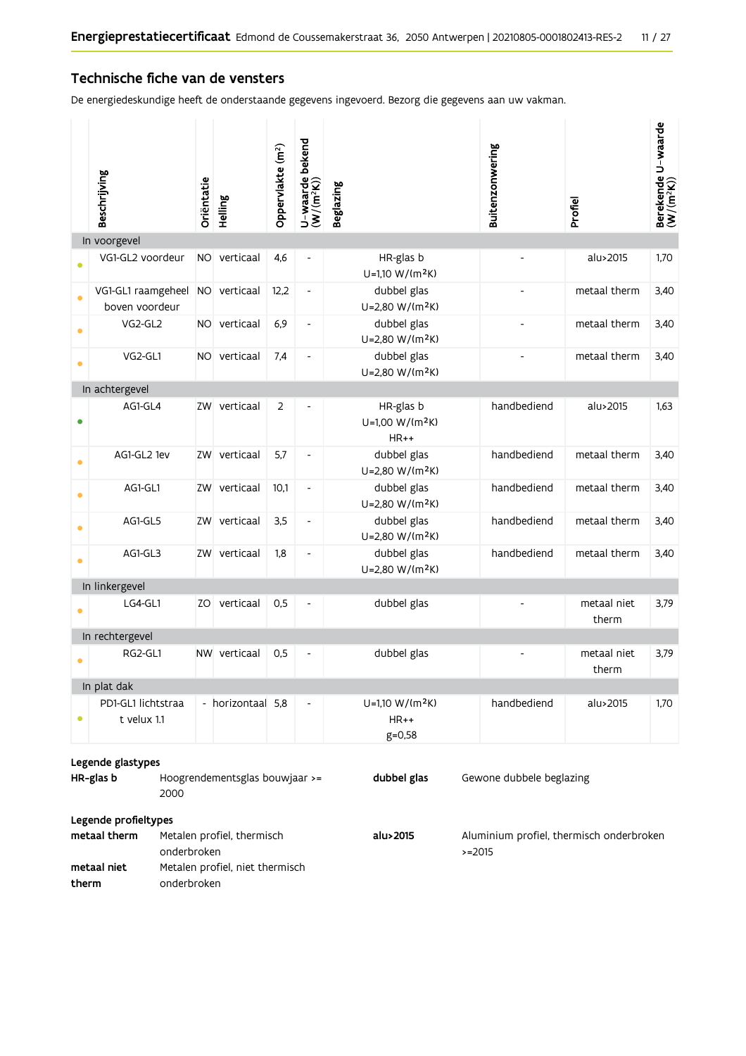## Technische fiche van de vensters

De energiedeskundige heeft de onderstaande gegevens ingevoerd. Bezorg die gegevens aan uw vakman.

| | Beschrijving | Oriëntatie | Helling | Oppervlakte (m²) | U-waarde bekend (W/(m²K)) | Beglazing | Buitenzonwering | Profiel | Berekende U-waarde (W/(m²K)) |
|---|---|---|---|---|---|---|---|---|---|
| **In voorgevel** | | | | | | | | | |
| • | VG1-GL2 voordeur | NO | verticaal | 4,6 | - | HR-glas b U=1,10 W/(m²K) | - | alu>2015 | 1,70 |
| • | VG1-GL1 raamgeheel boven voordeur | NO | verticaal | 12,2 | - | dubbel glas U=2,80 W/(m²K) | - | metaal therm | 3,40 |
| • | VG2-GL2 | NO | verticaal | 6,9 | - | dubbel glas U=2,80 W/(m²K) | - | metaal therm | 3,40 |
| • | VG2-GL1 | NO | verticaal | 7,4 | - | dubbel glas U=2,80 W/(m²K) | - | metaal therm | 3,40 |
| **In achtergevel** | | | | | | | | | |
| • | AG1-GL4 | ZW | verticaal | 2 | - | HR-glas b U=1,00 W/(m²K) HR++ | handbediend | alu>2015 | 1,63 |
| • | AG1-GL2 1ev | ZW | verticaal | 5,7 | - | dubbel glas U=2,80 W/(m²K) | handbediend | metaal therm | 3,40 |
| • | AG1-GL1 | ZW | verticaal | 10,1 | - | dubbel glas U=2,80 W/(m²K) | handbediend | metaal therm | 3,40 |
| • | AG1-GL5 | ZW | verticaal | 3,5 | - | dubbel glas U=2,80 W/(m²K) | handbediend | metaal therm | 3,40 |
| • | AG1-GL3 | ZW | verticaal | 1,8 | - | dubbel glas U=2,80 W/(m²K) | handbediend | metaal therm | 3,40 |
| **In linkergevel** | | | | | | | | | |
| • | LG4-GL1 | ZO | verticaal | 0,5 | - | dubbel glas | - | metaal niet therm | 3,79 |
| **In rechtergevel** | | | | | | | | | |
| • | RG2-GL1 | NW | verticaal | 0,5 | - | dubbel glas | - | metaal niet therm | 3,79 |
| **In plat dak** | | | | | | | | | |
| • | PD1-GL1 lichtstraat velux 1.1 | - | horizontaal | 5,8 | - | U=1,10 W/(m²K) HR++ g=0,58 | handbediend | alu>2015 | 1,70 |

**Legende glastypes**

**HR-glas b** Hoogrendementsglas bouwjaar >= 2000

**dubbel glas** Gewone dubbele beglazing

**Legende profieltypes**

**metaal therm** Metalen profiel, thermisch onderbroken

**metaal niet therm** Metalen profiel, niet thermisch onderbroken

**alu>2015** Aluminium profiel, thermisch onderbroken >=2015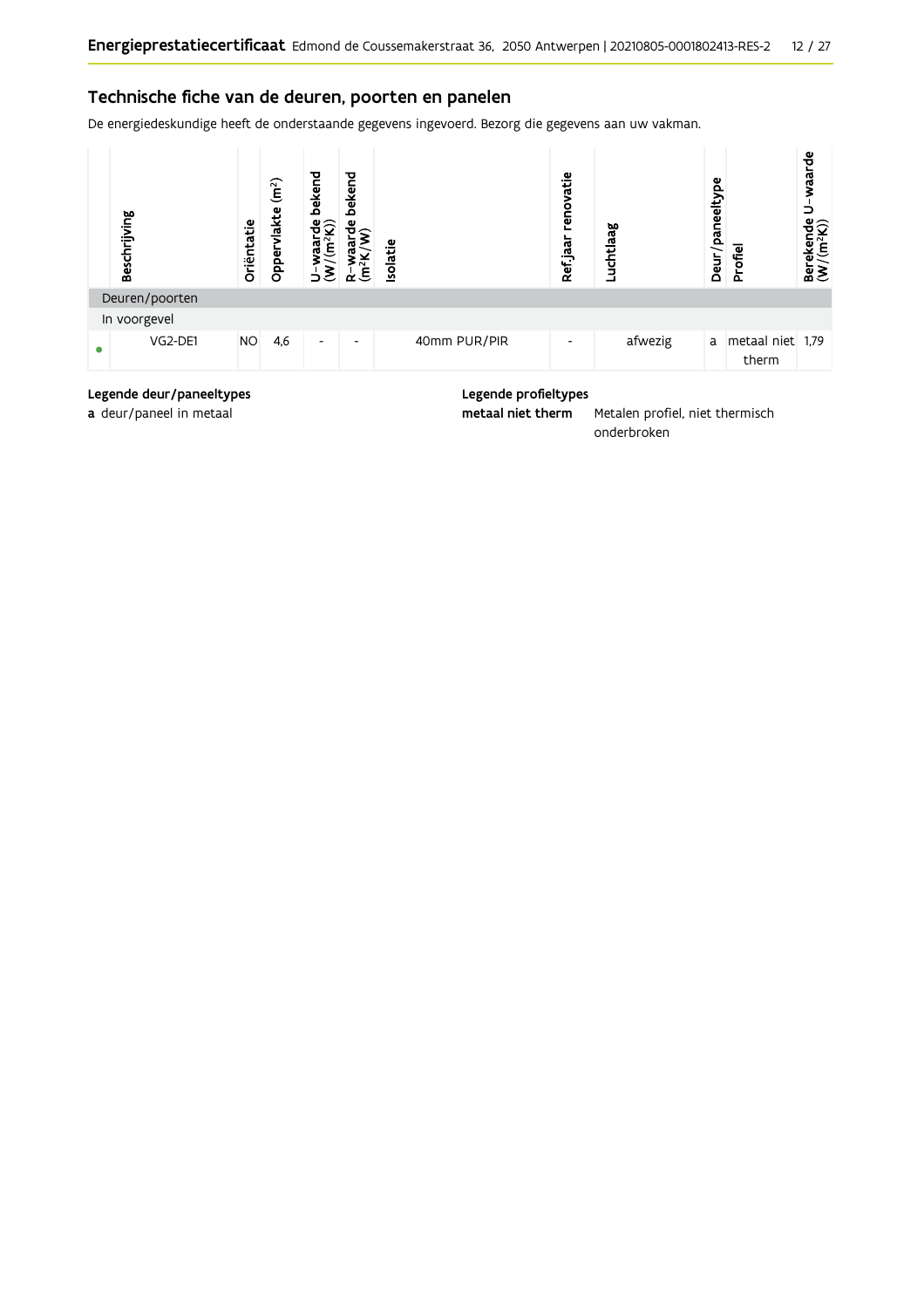## Technische fiche van de deuren, poorten en panelen

De energiedeskundige heeft de onderstaande gegevens ingevoerd. Bezorg die gegevens aan uw vakman.

| | Beschrijving | Oriëntatie | Oppervlakte (m²) | U-waarde bekend (W/(m²K)) | R-waarde bekend (m²K/W) | Isolatie | Ref.jaar renovatie | Luchtlaag | Deur/paneeltype | Profiel | Berekende U-waarde (W/(m²K)) |
|---|---|---|---|---|---|---|---|---|---|---|---|
| Deuren/poorten | | | | | | | | | | | |
| In voorgevel | | | | | | | | | | | |
| • | VG2-DE1 | NO | 4,6 | - | - | 40mm PUR/PIR | - | afwezig | a | metaal niet therm | 1,79 |

**Legende deur/paneeltypes**

**a** deur/paneel in metaal

**Legende profieltypes**

**metaal niet therm** Metalen profiel, niet thermisch onderbroken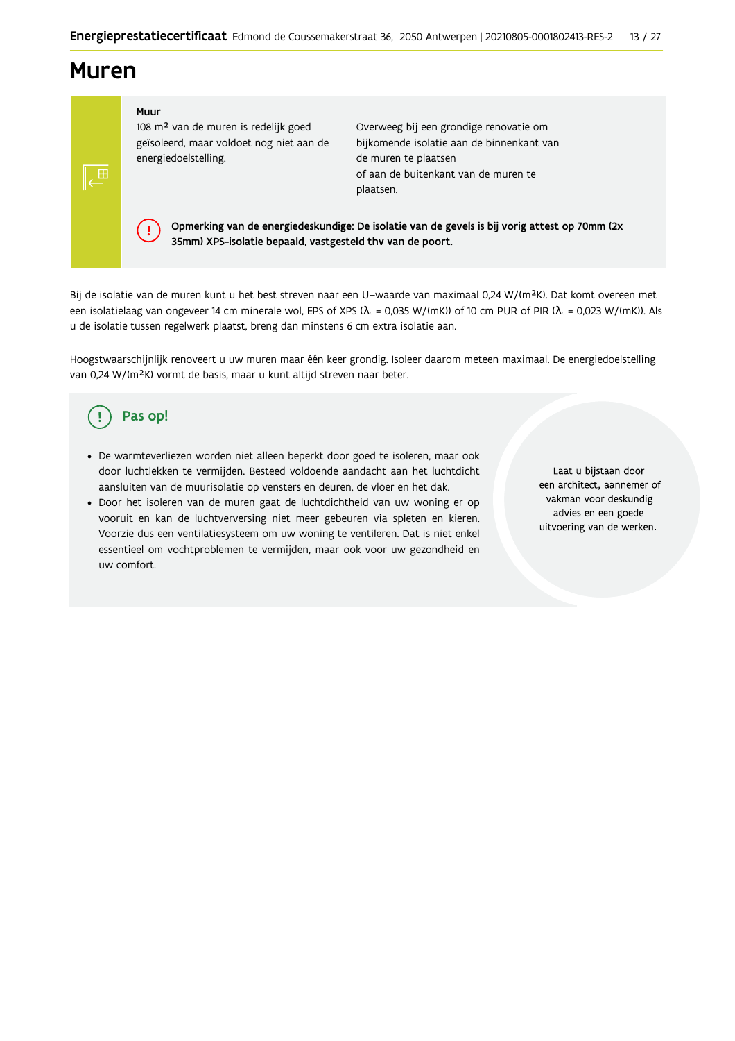# Muren

**Muur**

108 m² van de muren is redelijk goed geïsoleerd, maar voldoet nog niet aan de energiedoelstelling.

Overweeg bij een grondige renovatie om bijkomende isolatie aan de binnenkant van de muren te plaatsen of aan de buitenkant van de muren te plaatsen.

**Opmerking van de energiedeskundige: De isolatie van de gevels is bij vorig attest op 70mm (2x 35mm) XPS-isolatie bepaald, vastgesteld thv van de poort.**

Bij de isolatie van de muren kunt u het best streven naar een U-waarde van maximaal 0,24 W/(m²K). Dat komt overeen met een isolatielaag van ongeveer 14 cm minerale wol, EPS of XPS ($\lambda_d$ = 0,035 W/(mK)) of 10 cm PUR of PIR ($\lambda_d$ = 0,023 W/(mK)). Als u de isolatie tussen regelwerk plaatst, breng dan minstens 6 cm extra isolatie aan.

Hoogstwaarschijnlijk renoveert u uw muren maar één keer grondig. Isoleer daarom meteen maximaal. De energiedoelstelling van 0,24 W/(m²K) vormt de basis, maar u kunt altijd streven naar beter.

## Pas op!

- De warmteverliezen worden niet alleen beperkt door goed te isoleren, maar ook door luchtlekken te vermijden. Besteed voldoende aandacht aan het luchtdicht aansluiten van de muurisolatie op vensters en deuren, de vloer en het dak.
- Door het isoleren van de muren gaat de luchtdichtheid van uw woning er op vooruit en kan de luchtverversing niet meer gebeuren via spleten en kieren. Voorzie dus een ventilatiesysteem om uw woning te ventileren. Dat is niet enkel essentieel om vochtproblemen te vermijden, maar ook voor uw gezondheid en uw comfort.

Laat u bijstaan door een architect, aannemer of vakman voor deskundig advies en een goede uitvoering van de werken.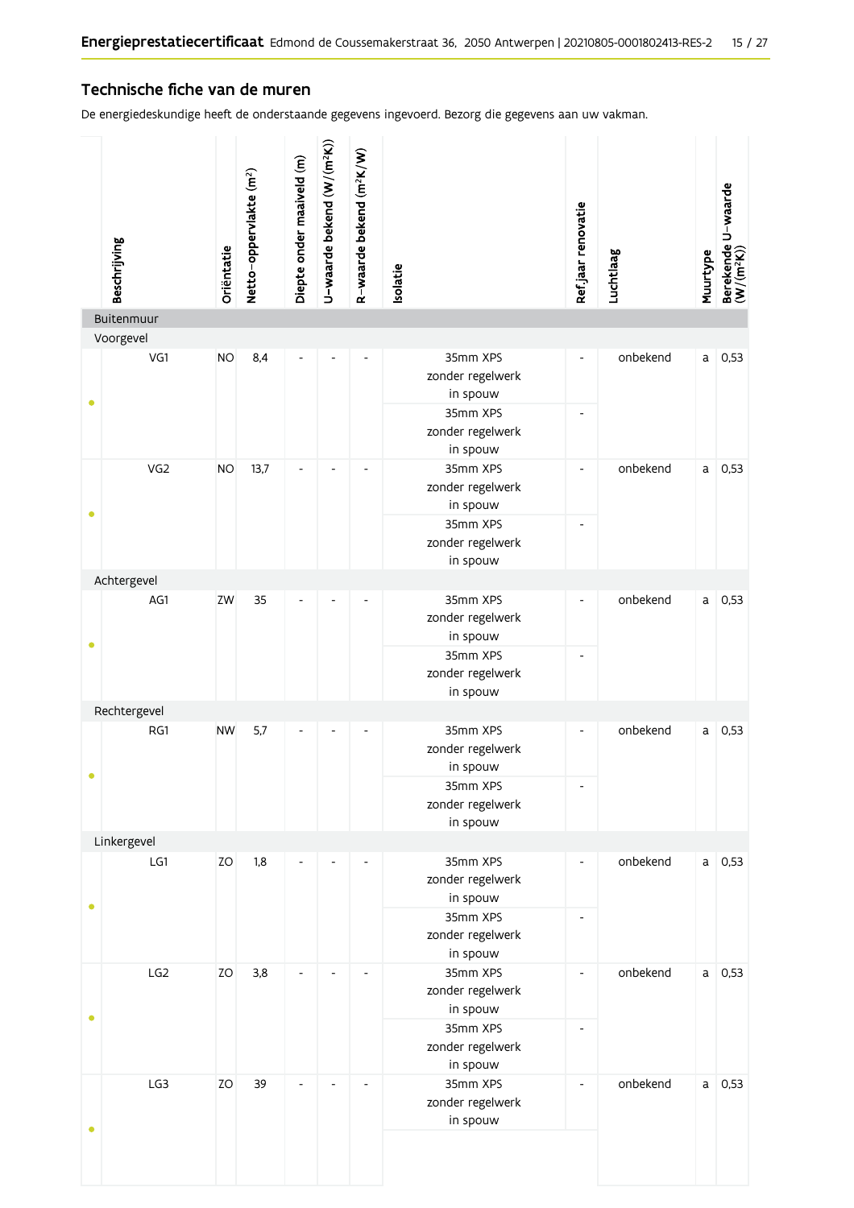## Technische fiche van de muren

De energiedeskundige heeft de onderstaande gegevens ingevoerd. Bezorg die gegevens aan uw vakman.

| Beschrijving | Oriëntatie | Netto-oppervlakte (m²) | Diepte onder maaiveld (m) | U-waarde bekend (W/(m²K)) | R-waarde bekend (m²K/W) | Isolatie | Ref.jaar renovatie | Luchtlaag | Muurtype | Berekende U-waarde (W/(m²K)) |
|---|---|---|---|---|---|---|---|---|---|---|
| **Buitenmuur** | | | | | | | | | | |
| Voorgevel | | | | | | | | | | |
| VG1 | NO | 8,4 | - | - | - | 35mm XPS zonder regelwerk in spouw | - | onbekend | a | 0,53 |
| | | | | | | 35mm XPS zonder regelwerk in spouw | - | | | |
| VG2 | NO | 13,7 | - | - | - | 35mm XPS zonder regelwerk in spouw | - | onbekend | a | 0,53 |
| | | | | | | 35mm XPS zonder regelwerk in spouw | - | | | |
| Achtergevel | | | | | | | | | | |
| AG1 | ZW | 35 | - | - | - | 35mm XPS zonder regelwerk in spouw | - | onbekend | a | 0,53 |
| | | | | | | 35mm XPS zonder regelwerk in spouw | - | | | |
| Rechtergevel | | | | | | | | | | |
| RG1 | NW | 5,7 | - | - | - | 35mm XPS zonder regelwerk in spouw | - | onbekend | a | 0,53 |
| | | | | | | 35mm XPS zonder regelwerk in spouw | - | | | |
| Linkergevel | | | | | | | | | | |
| LG1 | ZO | 1,8 | - | - | - | 35mm XPS zonder regelwerk in spouw | - | onbekend | a | 0,53 |
| | | | | | | 35mm XPS zonder regelwerk in spouw | - | | | |
| LG2 | ZO | 3,8 | - | - | - | 35mm XPS zonder regelwerk in spouw | - | onbekend | a | 0,53 |
| | | | | | | 35mm XPS zonder regelwerk in spouw | - | | | |
| LG3 | ZO | 39 | - | - | - | 35mm XPS zonder regelwerk in spouw | - | onbekend | a | 0,53 |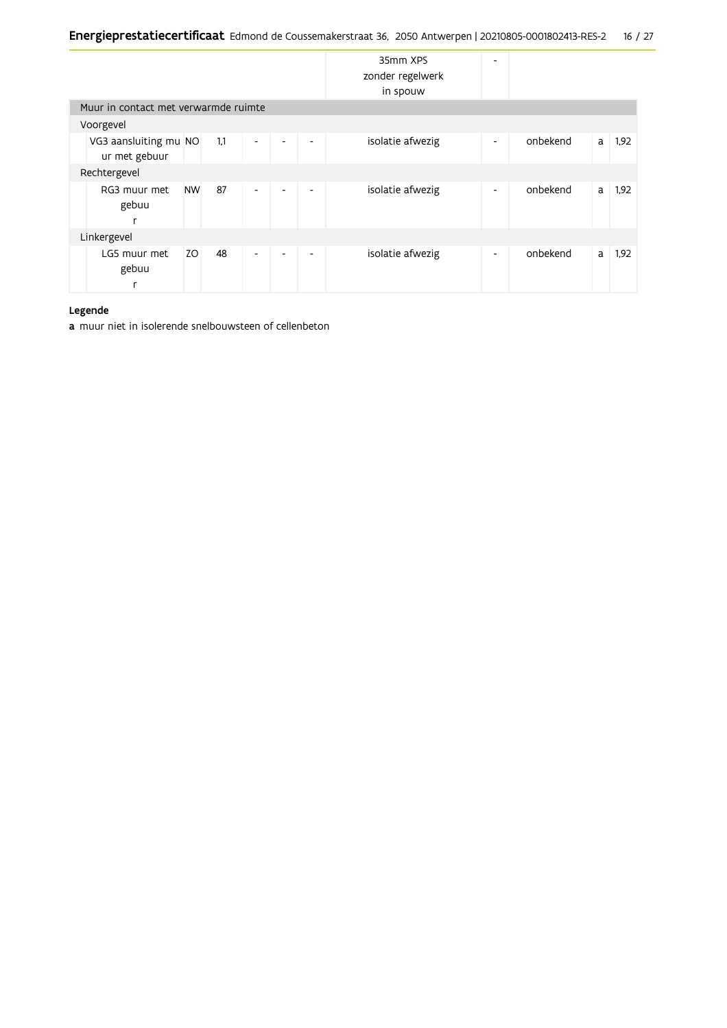| | | | | | | | | | | |
|---|---|---|---|---|---|---|---|---|---|---|
| | | | | | | 35mm XPS zonder regelwerk in spouw | - | | | |
| **Muur in contact met verwarmde ruimte** | | | | | | | | | | |
| Voorgevel | | | | | | | | | | |
| | VG3 aansluiting muur met gebuur | NO | 1,1 | - | - | - | isolatie afwezig | - | onbekend | a | 1,92 |
| Rechtergevel | | | | | | | | | | |
| | RG3 muur met gebuur | NW | 87 | - | - | - | isolatie afwezig | - | onbekend | a | 1,92 |
| Linkergevel | | | | | | | | | | |
| | LG5 muur met gebuur | ZO | 48 | - | - | - | isolatie afwezig | - | onbekend | a | 1,92 |

**Legende**

**a** muur niet in isolerende snelbouwsteen of cellenbeton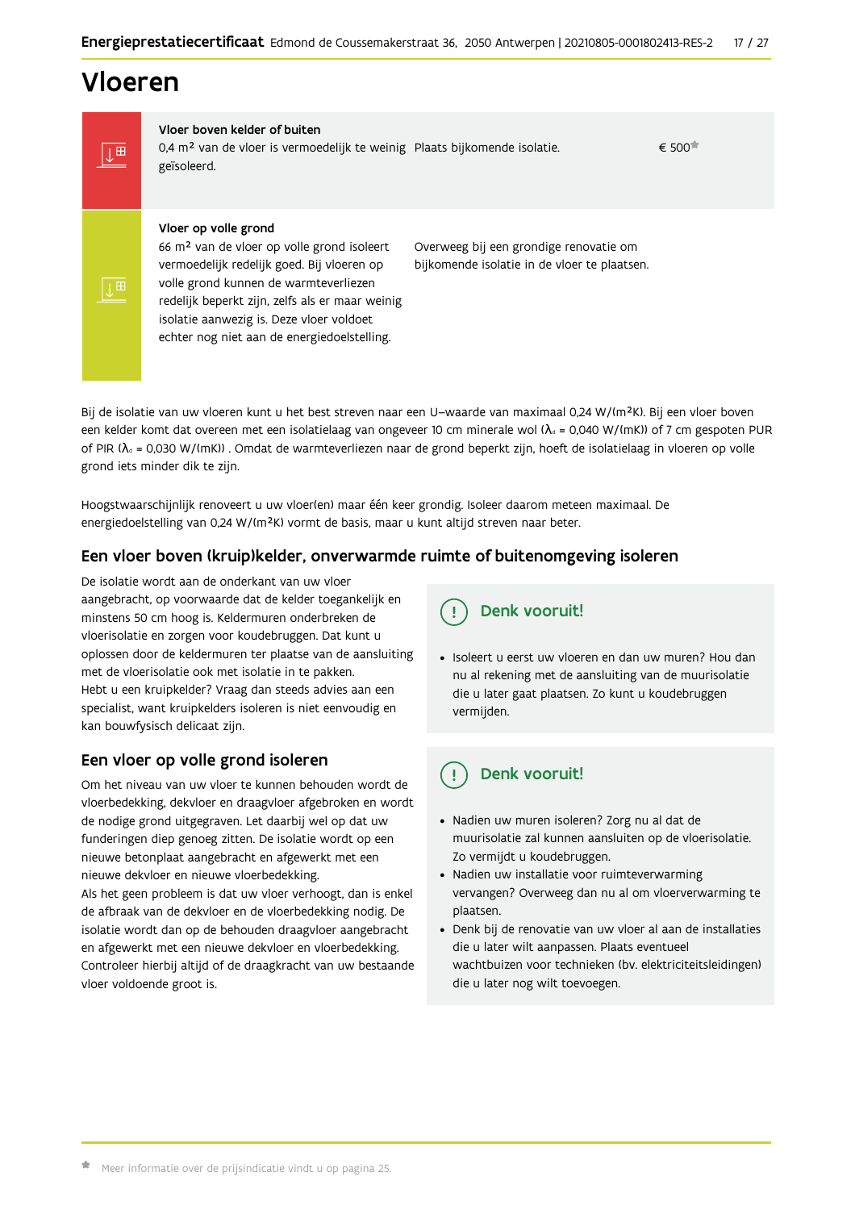# Vloeren

| | | | |
|---|---|---|---|
| **Vloer boven kelder of buiten**<br>0,4 m² van de vloer is vermoedelijk te weinig geïsoleerd. | Plaats bijkomende isolatie. | € 500* |
| **Vloer op volle grond**<br>66 m² van de vloer op volle grond isoleert vermoedelijk redelijk goed. Bij vloeren op volle grond kunnen de warmteverliezen redelijk beperkt zijn, zelfs als er maar weinig isolatie aanwezig is. Deze vloer voldoet echter nog niet aan de energiedoelstelling. | Overweeg bij een grondige renovatie om bijkomende isolatie in de vloer te plaatsen. | |

Bij de isolatie van uw vloeren kunt u het best streven naar een U-waarde van maximaal 0,24 W/(m²K). Bij een vloer boven een kelder komt dat overeen met een isolatielaag van ongeveer 10 cm minerale wol ($\lambda_d$ = 0,040 W/(mK)) of 7 cm gespoten PUR of PIR ($\lambda_d$ = 0,030 W/(mK)) . Omdat de warmteverliezen naar de grond beperkt zijn, hoeft de isolatielaag in vloeren op volle grond iets minder dik te zijn.

Hoogstwaarschijnlijk renoveert u uw vloer(en) maar één keer grondig. Isoleer daarom meteen maximaal. De energiedoelstelling van 0,24 W/(m²K) vormt de basis, maar u kunt altijd streven naar beter.

## Een vloer boven (kruip)kelder, onverwarmde ruimte of buitenomgeving isoleren

De isolatie wordt aan de onderkant van uw vloer aangebracht, op voorwaarde dat de kelder toegankelijk en minstens 50 cm hoog is. Keldermuren onderbreken de vloerisolatie en zorgen voor koudebruggen. Dat kunt u oplossen door de keldermuren ter plaatse van de aansluiting met de vloerisolatie ook met isolatie in te pakken.
Hebt u een kruipkelder? Vraag dan steeds advies aan een specialist, want kruipkelders isoleren is niet eenvoudig en kan bouwfysisch delicaat zijn.

**Denk vooruit!**

- Isoleert u eerst uw vloeren en dan uw muren? Hou dan nu al rekening met de aansluiting van de muurisolatie die u later gaat plaatsen. Zo kunt u koudebruggen vermijden.

## Een vloer op volle grond isoleren

Om het niveau van uw vloer te kunnen behouden wordt de vloerbedekking, dekvloer en draagvloer afgebroken en wordt de nodige grond uitgegraven. Let daarbij wel op dat uw funderingen diep genoeg zitten. De isolatie wordt op een nieuwe betonplaat aangebracht en afgewerkt met een nieuwe dekvloer en nieuwe vloerbedekking.
Als het geen probleem is dat uw vloer verhoogt, dan is enkel de afbraak van de dekvloer en de vloerbedekking nodig. De isolatie wordt dan op de behouden draagvloer aangebracht en afgewerkt met een nieuwe dekvloer en vloerbedekking. Controleer hierbij altijd of de draagkracht van uw bestaande vloer voldoende groot is.

**Denk vooruit!**

- Nadien uw muren isoleren? Zorg nu al dat de muurisolatie zal kunnen aansluiten op de vloerisolatie. Zo vermijdt u koudebruggen.
- Nadien uw installatie voor ruimteverwarming vervangen? Overweeg dan nu al om vloerverwarming te plaatsen.
- Denk bij de renovatie van uw vloer al aan de installaties die u later wilt aanpassen. Plaats eventueel wachtbuizen voor technieken (bv. elektriciteitsleidingen) die u later nog wilt toevoegen.

* Meer informatie over de prijsindicatie vindt u op pagina 25.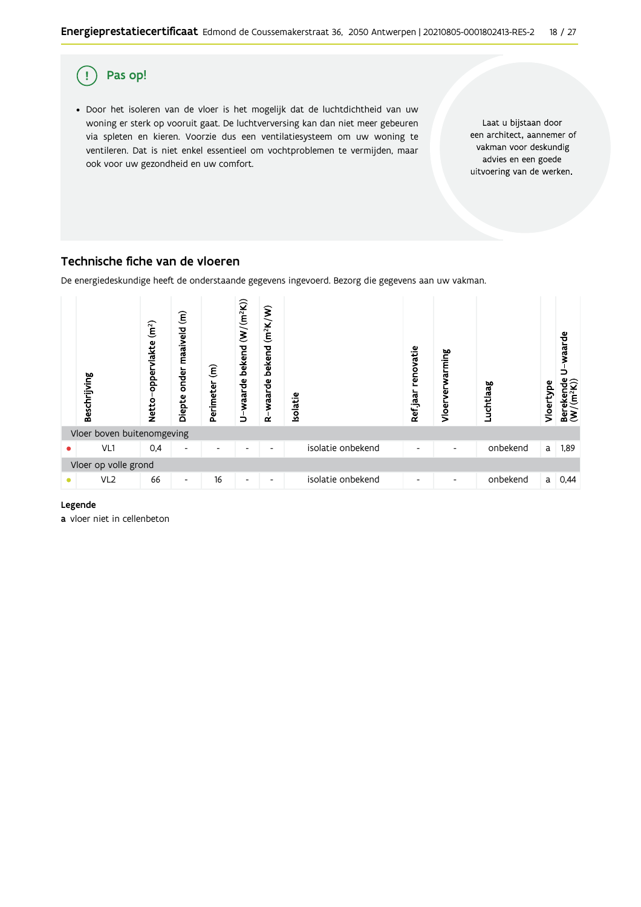## Pas op!

- Door het isoleren van de vloer is het mogelijk dat de luchtdichtheid van uw woning er sterk op vooruit gaat. De luchtverversing kan dan niet meer gebeuren via spleten en kieren. Voorzie dus een ventilatiesysteem om uw woning te ventileren. Dat is niet enkel essentieel om vochtproblemen te vermijden, maar ook voor uw gezondheid en uw comfort.

Laat u bijstaan door een architect, aannemer of vakman voor deskundig advies en een goede uitvoering van de werken.

## Technische fiche van de vloeren

De energiedeskundige heeft de onderstaande gegevens ingevoerd. Bezorg die gegevens aan uw vakman.

| | Beschrijving | Netto-oppervlakte ($m^2$) | Diepte onder maaiveld (m) | Perimeter (m) | U-waarde bekend ($W/(m^2K)$) | R-waarde bekend ($m^2K/W$) | Isolatie | Ref jaar renovatie | Vloerverwarming | Luchtlaag | Vloertype | Berekende U-waarde ($W/(m^2K)$) |
|---|---|---|---|---|---|---|---|---|---|---|---|---|
| **Vloer boven buitenomgeving** | | | | | | | | | | | | |
| • | VL1 | 0,4 | - | - | - | - | isolatie onbekend | - | - | onbekend | a | 1,89 |
| **Vloer op volle grond** | | | | | | | | | | | | |
| • | VL2 | 66 | - | 16 | - | - | isolatie onbekend | - | - | onbekend | a | 0,44 |

**Legende**

**a** vloer niet in cellenbeton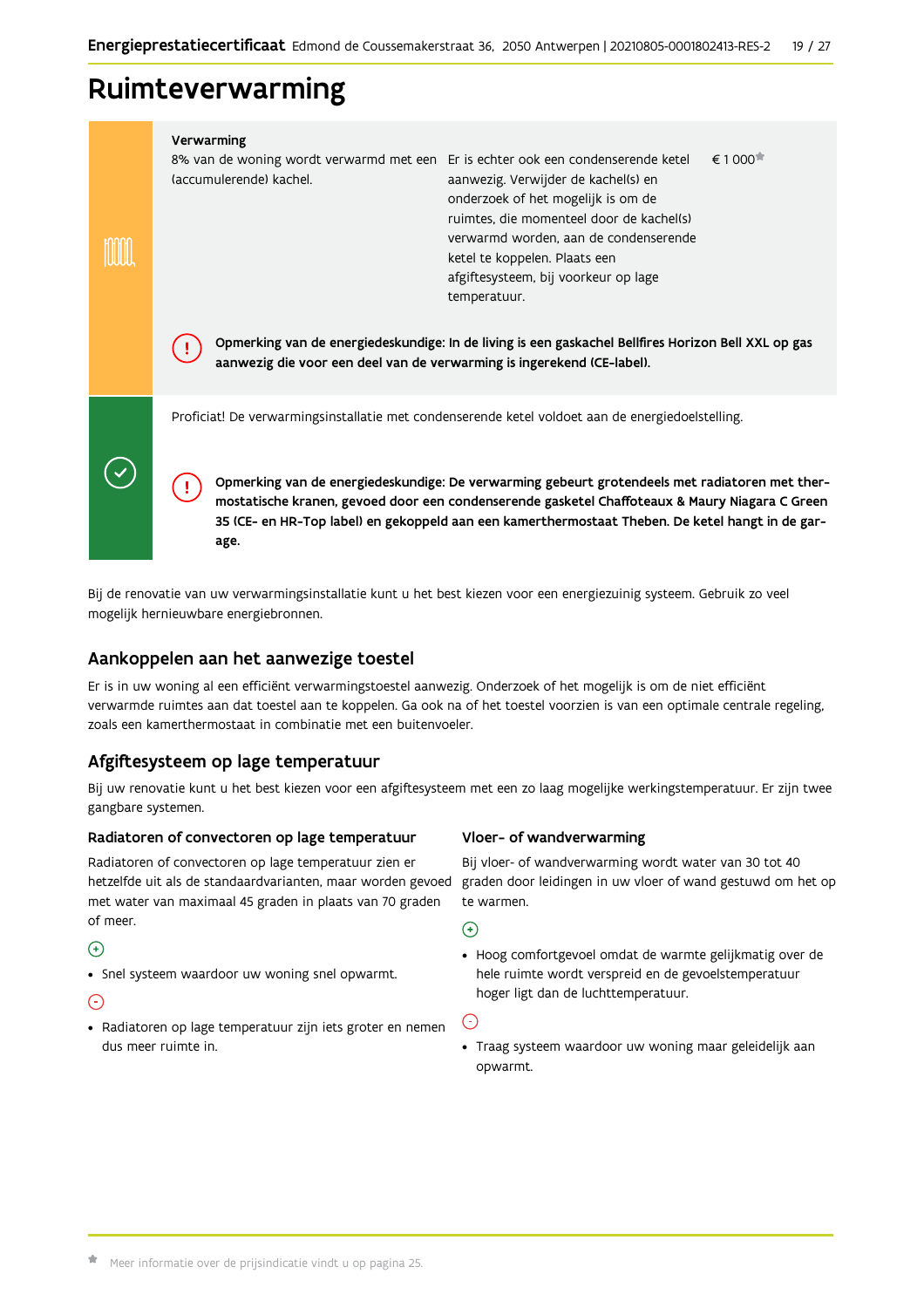# Ruimteverwarming

**Verwarming**

| | | |
|---|---|---|
| 8% van de woning wordt verwarmd met een (accumulerende) kachel. | Er is echter ook een condenserende ketel aanwezig. Verwijder de kachel(s) en onderzoek of het mogelijk is om de ruimtes, die momenteel door de kachel(s) verwarmd worden, aan de condenserende ketel te koppelen. Plaats een afgiftesysteem, bij voorkeur op lage temperatuur. | € 1 000* |

**Opmerking van de energiedeskundige: In de living is een gaskachel Bellfires Horizon Bell XXL op gas aanwezig die voor een deel van de verwarming is ingerekend (CE-label).**

Proficiat! De verwarmingsinstallatie met condenserende ketel voldoet aan de energiedoelstelling.

**Opmerking van de energiedeskundige: De verwarming gebeurt grotendeels met radiatoren met thermostatische kranen, gevoed door een condenserende gasketel Chaffoteaux & Maury Niagara C Green 35 (CE- en HR-Top label) en gekoppeld aan een kamerthermostaat Theben. De ketel hangt in de garage.**

Bij de renovatie van uw verwarmingsinstallatie kunt u het best kiezen voor een energiezuinig systeem. Gebruik zo veel mogelijk hernieuwbare energiebronnen.

## Aankoppelen aan het aanwezige toestel

Er is in uw woning al een efficiënt verwarmingstoestel aanwezig. Onderzoek of het mogelijk is om de niet efficiënt verwarmde ruimtes aan dat toestel aan te koppelen. Ga ook na of het toestel voorzien is van een optimale centrale regeling, zoals een kamerthermostaat in combinatie met een buitenvoeler.

## Afgiftesysteem op lage temperatuur

Bij uw renovatie kunt u het best kiezen voor een afgiftesysteem met een zo laag mogelijke werkingstemperatuur. Er zijn twee gangbare systemen.

### Radiatoren of convectoren op lage temperatuur

Radiatoren of convectoren op lage temperatuur zien er hetzelfde uit als de standaardvarianten, maar worden gevoed met water van maximaal 45 graden in plaats van 70 graden of meer.

(+)

- Snel systeem waardoor uw woning snel opwarmt.

(-)

- Radiatoren op lage temperatuur zijn iets groter en nemen dus meer ruimte in.

### Vloer- of wandverwarming

Bij vloer- of wandverwarming wordt water van 30 tot 40 graden door leidingen in uw vloer of wand gestuwd om het op te warmen.

(+)

- Hoog comfortgevoel omdat de warmte gelijkmatig over de hele ruimte wordt verspreid en de gevoelstemperatuur hoger ligt dan de luchttemperatuur.

(-)

- Traag systeem waardoor uw woning maar geleidelijk aan opwarmt.

* Meer informatie over de prijsindicatie vindt u op pagina 25.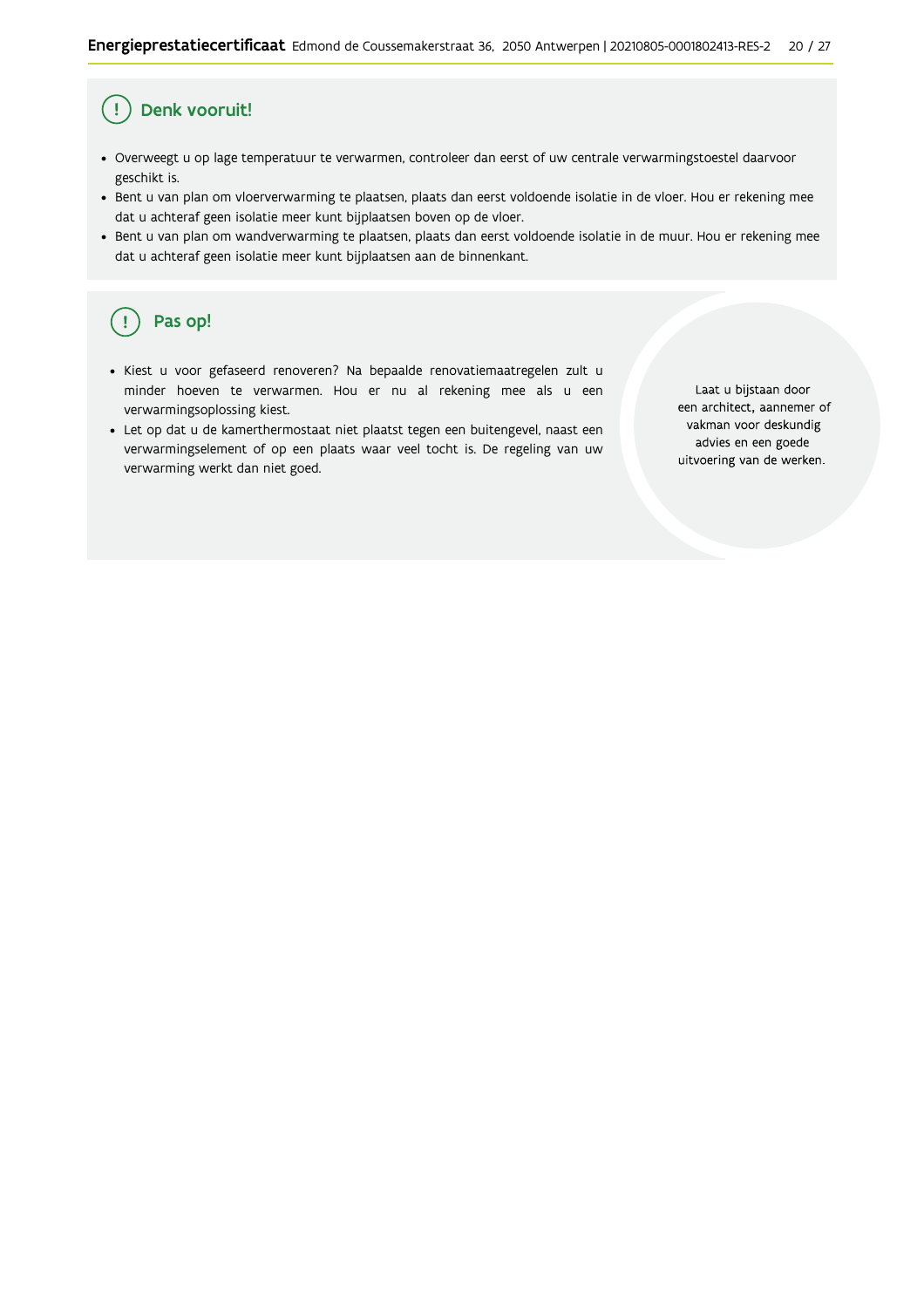## Denk vooruit!

- Overweegt u op lage temperatuur te verwarmen, controleer dan eerst of uw centrale verwarmingstoestel daarvoor geschikt is.
- Bent u van plan om vloerverwarming te plaatsen, plaats dan eerst voldoende isolatie in de vloer. Hou er rekening mee dat u achteraf geen isolatie meer kunt bijplaatsen boven op de vloer.
- Bent u van plan om wandverwarming te plaatsen, plaats dan eerst voldoende isolatie in de muur. Hou er rekening mee dat u achteraf geen isolatie meer kunt bijplaatsen aan de binnenkant.

## Pas op!

- Kiest u voor gefaseerd renoveren? Na bepaalde renovatiemaatregelen zult u minder hoeven te verwarmen. Hou er nu al rekening mee als u een verwarmingsoplossing kiest.
- Let op dat u de kamerthermostaat niet plaatst tegen een buitengevel, naast een verwarmingselement of op een plaats waar veel tocht is. De regeling van uw verwarming werkt dan niet goed.

Laat u bijstaan door een architect, aannemer of vakman voor deskundig advies en een goede uitvoering van de werken.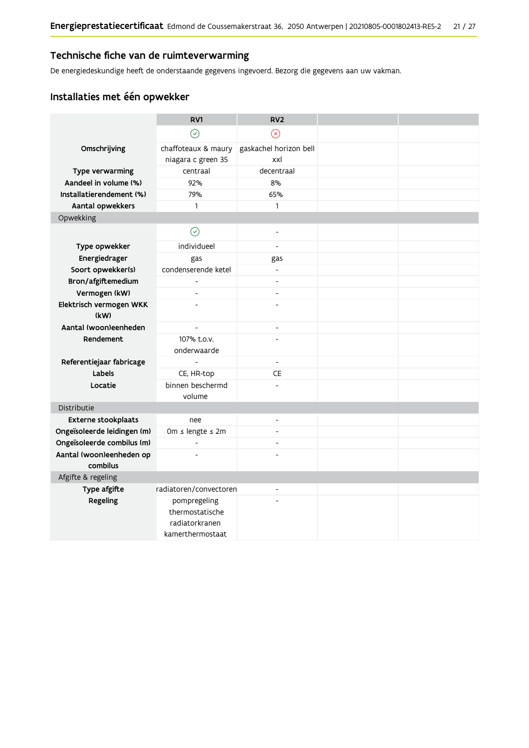## Technische fiche van de ruimteverwarming

De energiedeskundige heeft de onderstaande gegevens ingevoerd. Bezorg die gegevens aan uw vakman.

### Installaties met één opwekker

| | RV1 | RV2 | | |
|---|---|---|---|---|
| | ✓ | ✗ | | |
| **Omschrijving** | chaffoteaux & maury niagara c green 35 | gaskachel horizon bell xxl | | |
| **Type verwarming** | centraal | decentraal | | |
| **Aandeel in volume (%)** | 92% | 8% | | |
| **Installatierendement (%)** | 79% | 65% | | |
| **Aantal opwekkers** | 1 | 1 | | |
| Opwekking | | | | |
| | ✓ | - | | |
| **Type opwekker** | individueel | - | | |
| **Energiedrager** | gas | gas | | |
| **Soort opwekker(s)** | condenserende ketel | - | | |
| **Bron/afgiftemedium** | - | - | | |
| **Vermogen (kW)** | - | - | | |
| **Elektrisch vermogen WKK (kW)** | - | - | | |
| **Aantal (woon)eenheden** | - | - | | |
| **Rendement** | 107% t.o.v. onderwaarde | - | | |
| **Referentiejaar fabricage** | - | - | | |
| **Labels** | CE, HR-top | CE | | |
| **Locatie** | binnen beschermd volume | - | | |
| Distributie | | | | |
| **Externe stookplaats** | nee | - | | |
| **Ongeïsoleerde leidingen (m)** | 0m ≤ lengte ≤ 2m | - | | |
| **Ongeïsoleerde combilus (m)** | - | - | | |
| **Aantal (woon)eenheden op combilus** | - | - | | |
| Afgifte & regeling | | | | |
| **Type afgifte** | radiatoren/convectoren | - | | |
| **Regeling** | pompregeling thermostatische radiatorkranen kamerthermostaat | - | | |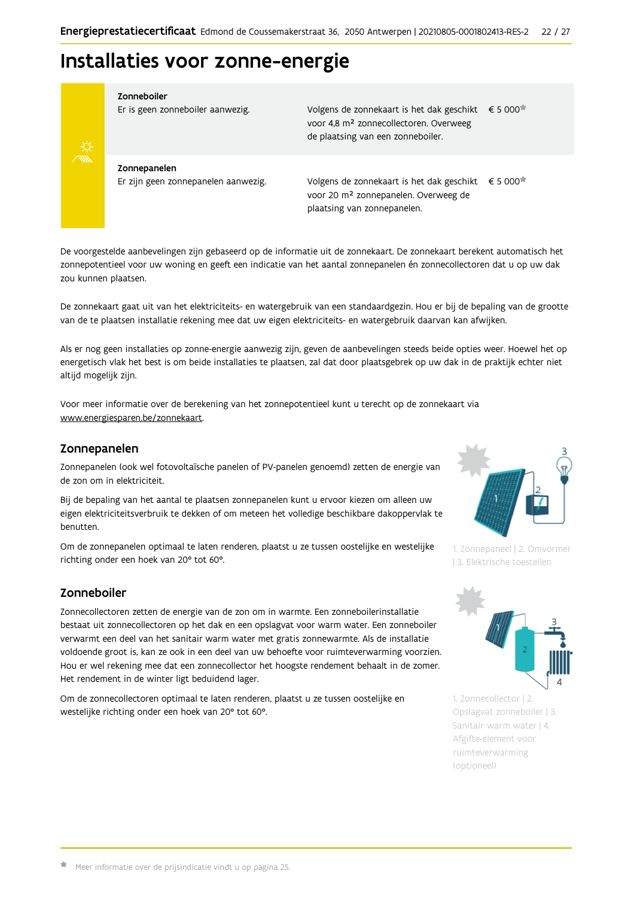# Installaties voor zonne-energie

| | | |
|---|---|---|
| **Zonneboiler**<br>Er is geen zonneboiler aanwezig. | Volgens de zonnekaart is het dak geschikt voor 4,8 m² zonnecollectoren. Overweeg de plaatsing van een zonneboiler. | € 5 000* |
| **Zonnepanelen**<br>Er zijn geen zonnepanelen aanwezig. | Volgens de zonnekaart is het dak geschikt voor 20 m² zonnepanelen. Overweeg de plaatsing van zonnepanelen. | € 5 000* |

De voorgestelde aanbevelingen zijn gebaseerd op de informatie uit de zonnekaart. De zonnekaart berekent automatisch het zonnepotentieel voor uw woning en geeft een indicatie van het aantal zonnepanelen én zonnecollectoren dat u op uw dak zou kunnen plaatsen.

De zonnekaart gaat uit van het elektriciteits- en watergebruik van een standaardgezin. Hou er bij de bepaling van de grootte van de te plaatsen installatie rekening mee dat uw eigen elektriciteits- en watergebruik daarvan kan afwijken.

Als er nog geen installaties op zonne-energie aanwezig zijn, geven de aanbevelingen steeds beide opties weer. Hoewel het op energetisch vlak het best is om beide installaties te plaatsen, zal dat door plaatsgebrek op uw dak in de praktijk echter niet altijd mogelijk zijn.

Voor meer informatie over de berekening van het zonnepotentieel kunt u terecht op de zonnekaart via www.energiesparen.be/zonnekaart.

## Zonnepanelen

Zonnepanelen (ook wel fotovoltaïsche panelen of PV-panelen genoemd) zetten de energie van de zon om in elektriciteit.

Bij de bepaling van het aantal te plaatsen zonnepanelen kunt u ervoor kiezen om alleen uw eigen elektriciteitsverbruik te dekken of om meteen het volledige beschikbare dakoppervlak te benutten.

Om de zonnepanelen optimaal te laten renderen, plaatst u ze tussen oostelijke en westelijke richting onder een hoek van 20° tot 60°.

1. Zonnepaneel | 2. Omvormer | 3. Elektrische toestellen

## Zonneboiler

Zonnecollectoren zetten de energie van de zon om in warmte. Een zonneboilerinstallatie bestaat uit zonnecollectoren op het dak en een opslagvat voor warm water. Een zonneboiler verwarmt een deel van het sanitair warm water met gratis zonnewarmte. Als de installatie voldoende groot is, kan ze ook in een deel van uw behoefte voor ruimteverwarming voorzien. Hou er wel rekening mee dat een zonnecollector het hoogste rendement behaalt in de zomer. Het rendement in de winter ligt beduidend lager.

Om de zonnecollectoren optimaal te laten renderen, plaatst u ze tussen oostelijke en westelijke richting onder een hoek van 20° tot 60°.

1. Zonnecollector | 2. Opslagvat zonneboiler | 3. Sanitair warm water | 4. Afgifte-element voor ruimteverwarming (optioneel)

* Meer informatie over de prijsindicatie vindt u op pagina 25.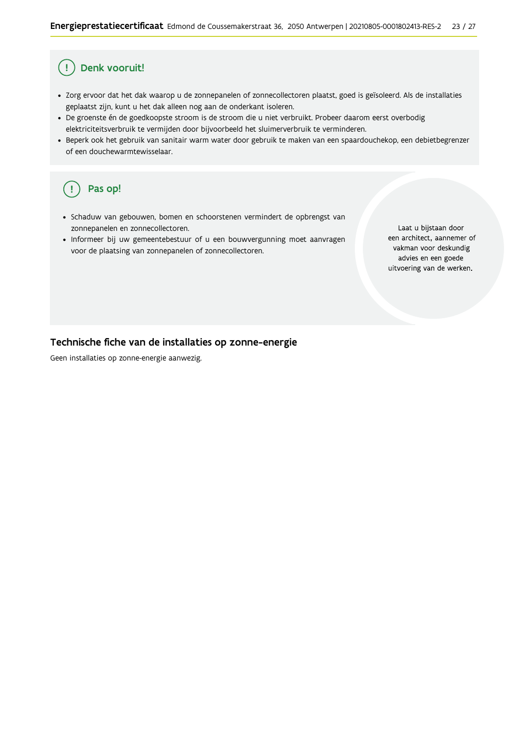## Denk vooruit!

- Zorg ervoor dat het dak waarop u de zonnepanelen of zonnecollectoren plaatst, goed is geïsoleerd. Als de installaties geplaatst zijn, kunt u het dak alleen nog aan de onderkant isoleren.
- De groenste én de goedkoopste stroom is de stroom die u niet verbruikt. Probeer daarom eerst overbodig elektriciteitsverbruik te vermijden door bijvoorbeeld het sluimerverbruik te verminderen.
- Beperk ook het gebruik van sanitair warm water door gebruik te maken van een spaardouchekop, een debietbegrenzer of een douchewarmtewisselaar.

## Pas op!

- Schaduw van gebouwen, bomen en schoorstenen vermindert de opbrengst van zonnepanelen en zonnecollectoren.
- Informeer bij uw gemeentebestuur of u een bouwvergunning moet aanvragen voor de plaatsing van zonnepanelen of zonnecollectoren.

Laat u bijstaan door een architect, aannemer of vakman voor deskundig advies en een goede uitvoering van de werken.

## Technische fiche van de installaties op zonne-energie

Geen installaties op zonne-energie aanwezig.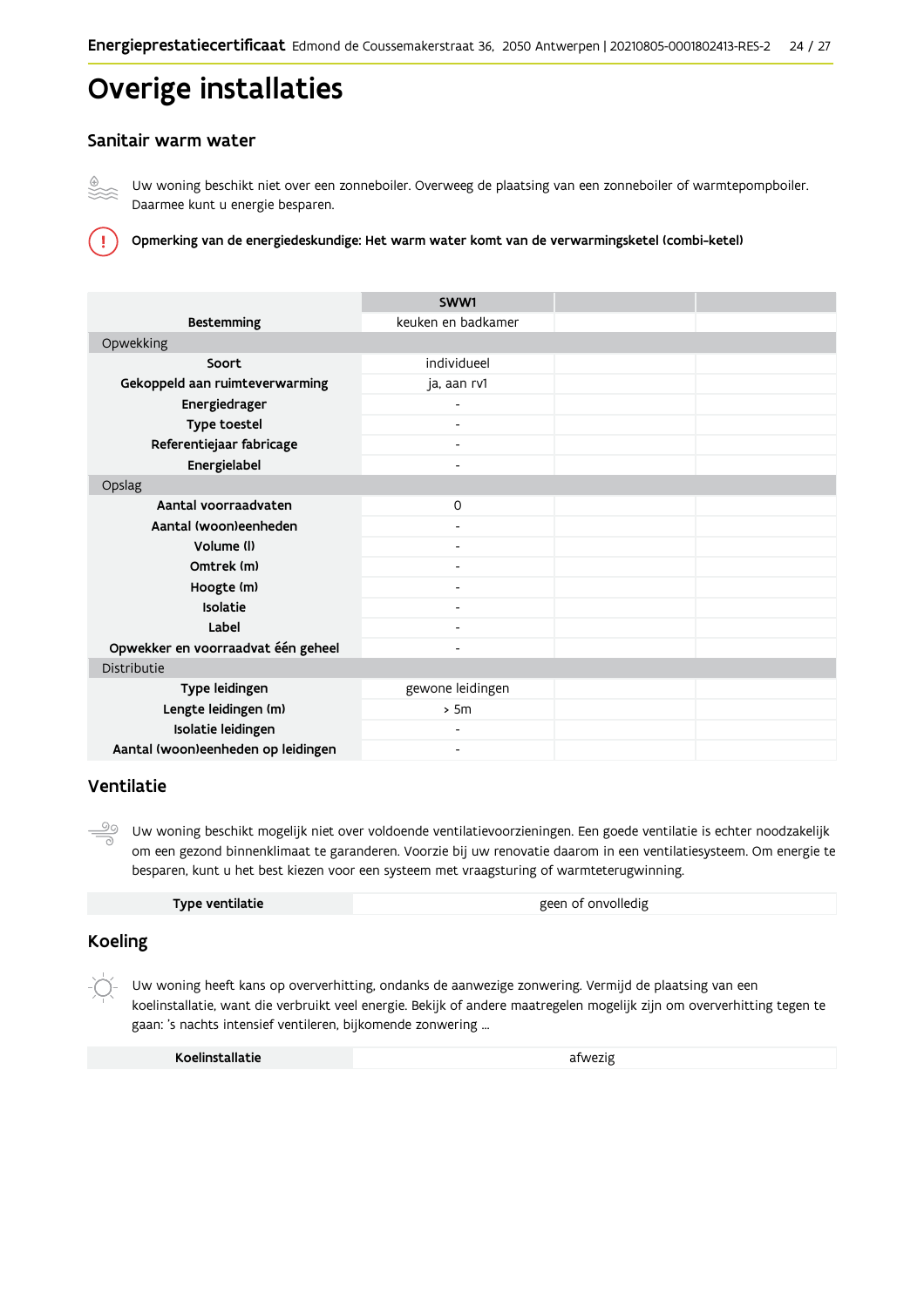# Overige installaties

## Sanitair warm water

Uw woning beschikt niet over een zonneboiler. Overweeg de plaatsing van een zonneboiler of warmtepompboiler. Daarmee kunt u energie besparen.

**Opmerking van de energiedeskundige: Het warm water komt van de verwarmingsketel (combi-ketel)**

| | SWW1 | | |
|---|---|---|---|
| **Bestemming** | keuken en badkamer | | |
| Opwekking | | | |
| **Soort** | individueel | | |
| **Gekoppeld aan ruimteverwarming** | ja, aan rv1 | | |
| **Energiedrager** | - | | |
| **Type toestel** | - | | |
| **Referentiejaar fabricage** | - | | |
| **Energielabel** | - | | |
| Opslag | | | |
| **Aantal voorraadvaten** | 0 | | |
| **Aantal (woon)eenheden** | - | | |
| **Volume (l)** | - | | |
| **Omtrek (m)** | - | | |
| **Hoogte (m)** | - | | |
| **Isolatie** | - | | |
| **Label** | - | | |
| **Opwekker en voorraadvat één geheel** | - | | |
| Distributie | | | |
| **Type leidingen** | gewone leidingen | | |
| **Lengte leidingen (m)** | > 5m | | |
| **Isolatie leidingen** | - | | |
| **Aantal (woon)eenheden op leidingen** | - | | |

## Ventilatie

Uw woning beschikt mogelijk niet over voldoende ventilatievoorzieningen. Een goede ventilatie is echter noodzakelijk om een gezond binnenklimaat te garanderen. Voorzie bij uw renovatie daarom in een ventilatiesysteem. Om energie te besparen, kunt u het best kiezen voor een systeem met vraagsturing of warmteterugwinning.

| **Type ventilatie** | geen of onvolledig |
|---|---|

## Koeling

Uw woning heeft kans op oververhitting, ondanks de aanwezige zonwering. Vermijd de plaatsing van een koelinstallatie, want die verbruikt veel energie. Bekijk of andere maatregelen mogelijk zijn om oververhitting tegen te gaan: 's nachts intensief ventileren, bijkomende zonwering ...

| **Koelinstallatie** | afwezig |
|---|---|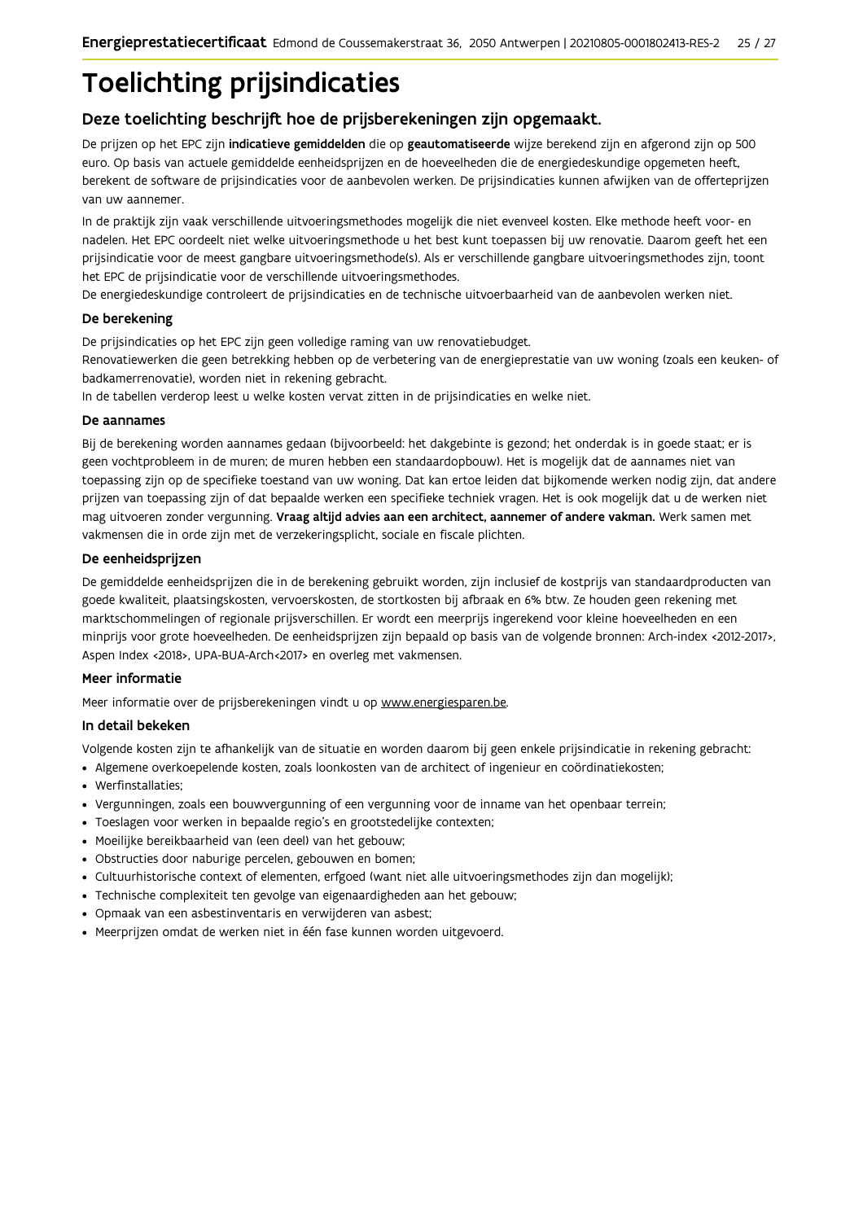# Toelichting prijsindicaties

## Deze toelichting beschrijft hoe de prijsberekeningen zijn opgemaakt.

De prijzen op het EPC zijn **indicatieve gemiddelden** die op **geautomatiseerde** wijze berekend zijn en afgerond zijn op 500 euro. Op basis van actuele gemiddelde eenheidsprijzen en de hoeveelheden die de energiedeskundige opgemeten heeft, berekent de software de prijsindicaties voor de aanbevolen werken. De prijsindicaties kunnen afwijken van de offerteprijzen van uw aannemer.

In de praktijk zijn vaak verschillende uitvoeringsmethodes mogelijk die niet evenveel kosten. Elke methode heeft voor- en nadelen. Het EPC oordeelt niet welke uitvoeringsmethode u het best kunt toepassen bij uw renovatie. Daarom geeft het een prijsindicatie voor de meest gangbare uitvoeringsmethode(s). Als er verschillende gangbare uitvoeringsmethodes zijn, toont het EPC de prijsindicatie voor de verschillende uitvoeringsmethodes.
De energiedeskundige controleert de prijsindicaties en de technische uitvoerbaarheid van de aanbevolen werken niet.

### De berekening

De prijsindicaties op het EPC zijn geen volledige raming van uw renovatiebudget.
Renovatiewerken die geen betrekking hebben op de verbetering van de energieprestatie van uw woning (zoals een keuken- of badkamerrenovatie), worden niet in rekening gebracht.
In de tabellen verderop leest u welke kosten vervat zitten in de prijsindicaties en welke niet.

### De aannames

Bij de berekening worden aannames gedaan (bijvoorbeeld: het dakgebinte is gezond; het onderdak is in goede staat; er is geen vochtprobleem in de muren; de muren hebben een standaardopbouw). Het is mogelijk dat de aannames niet van toepassing zijn op de specifieke toestand van uw woning. Dat kan ertoe leiden dat bijkomende werken nodig zijn, dat andere prijzen van toepassing zijn of dat bepaalde werken een specifieke techniek vragen. Het is ook mogelijk dat u de werken niet mag uitvoeren zonder vergunning. **Vraag altijd advies aan een architect, aannemer of andere vakman.** Werk samen met vakmensen die in orde zijn met de verzekeringsplicht, sociale en fiscale plichten.

### De eenheidsprijzen

De gemiddelde eenheidsprijzen die in de berekening gebruikt worden, zijn inclusief de kostprijs van standaardproducten van goede kwaliteit, plaatsingskosten, vervoerskosten, de stortkosten bij afbraak en 6% btw. Ze houden geen rekening met marktschommelingen of regionale prijsverschillen. Er wordt een meerprijs ingerekend voor kleine hoeveelheden en een minprijs voor grote hoeveelheden. De eenheidsprijzen zijn bepaald op basis van de volgende bronnen: Arch-index <2012-2017>, Aspen Index <2018>, UPA-BUA-Arch<2017> en overleg met vakmensen.

### Meer informatie

Meer informatie over de prijsberekeningen vindt u op www.energiesparen.be.

### In detail bekeken

Volgende kosten zijn te afhankelijk van de situatie en worden daarom bij geen enkele prijsindicatie in rekening gebracht:

- Algemene overkoepelende kosten, zoals loonkosten van de architect of ingenieur en coördinatiekosten;
- Werfinstallaties;
- Vergunningen, zoals een bouwvergunning of een vergunning voor de inname van het openbaar terrein;
- Toeslagen voor werken in bepaalde regio's en grootstedelijke contexten;
- Moeilijke bereikbaarheid van (een deel) van het gebouw;
- Obstructies door naburige percelen, gebouwen en bomen;
- Cultuurhistorische context of elementen, erfgoed (want niet alle uitvoeringsmethodes zijn dan mogelijk);
- Technische complexiteit ten gevolge van eigenaardigheden aan het gebouw;
- Opmaak van een asbestinventaris en verwijderen van asbest;
- Meerprijzen omdat de werken niet in één fase kunnen worden uitgevoerd.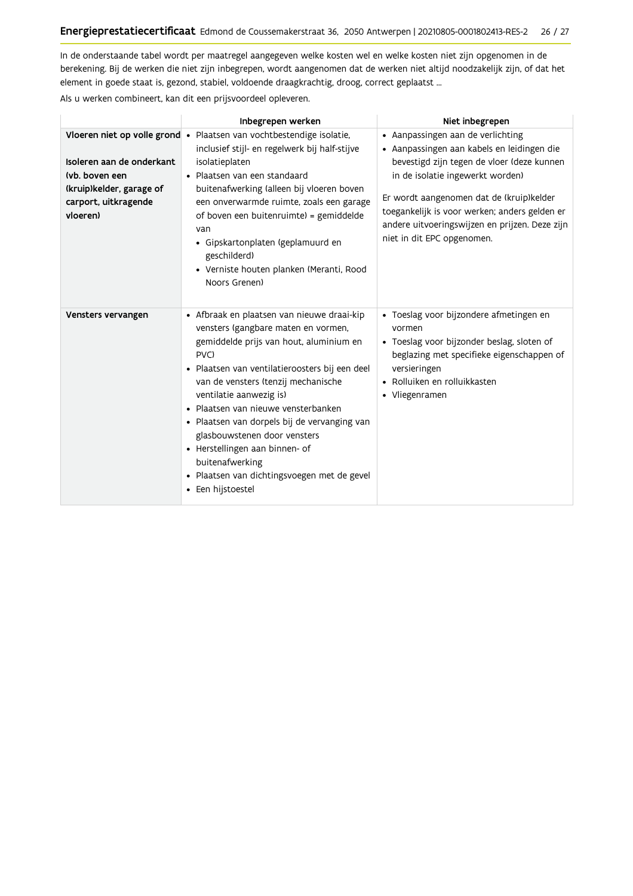In de onderstaande tabel wordt per maatregel aangegeven welke kosten wel en welke kosten niet zijn opgenomen in de berekening. Bij de werken die niet zijn inbegrepen, wordt aangenomen dat de werken niet altijd noodzakelijk zijn, of dat het element in goede staat is, gezond, stabiel, voldoende draagkrachtig, droog, correct geplaatst ...

Als u werken combineert, kan dit een prijsvoordeel opleveren.

| | Inbegrepen werken | Niet inbegrepen |
|---|---|---|
| **Vloeren niet op volle grond**<br><br>**Isoleren aan de onderkant (vb. boven een (kruip)kelder, garage of carport, uitkragende vloeren)** | • Plaatsen van vochtbestendige isolatie, inclusief stijl- en regelwerk bij half-stijve isolatieplaten<br>• Plaatsen van een standaard buitenafwerking (alleen bij vloeren boven een onverwarmde ruimte, zoals een garage of boven een buitenruimte) = gemiddelde van<br>&nbsp;&nbsp;• Gipskartonplaten (geplamuurd en geschilderd)<br>&nbsp;&nbsp;• Verniste houten planken (Meranti, Rood Noors Grenen) | • Aanpassingen aan de verlichting<br>• Aanpassingen aan kabels en leidingen die bevestigd zijn tegen de vloer (deze kunnen in de isolatie ingewerkt worden)<br><br>Er wordt aangenomen dat de (kruip)kelder toegankelijk is voor werken; anders gelden er andere uitvoeringswijzen en prijzen. Deze zijn niet in dit EPC opgenomen. |
| **Vensters vervangen** | • Afbraak en plaatsen van nieuwe draai-kip vensters (gangbare maten en vormen, gemiddelde prijs van hout, aluminium en PVC)<br>• Plaatsen van ventilatieroosters bij een deel van de vensters (tenzij mechanische ventilatie aanwezig is)<br>• Plaatsen van nieuwe vensterbanken<br>• Plaatsen van dorpels bij de vervanging van glasbouwstenen door vensters<br>• Herstellingen aan binnen- of buitenafwerking<br>• Plaatsen van dichtingsvoegen met de gevel<br>• Een hijstoestel | • Toeslag voor bijzondere afmetingen en vormen<br>• Toeslag voor bijzonder beslag, sloten of beglazing met specifieke eigenschappen of versieringen<br>• Rolluiken en rolluikkasten<br>• Vliegenramen |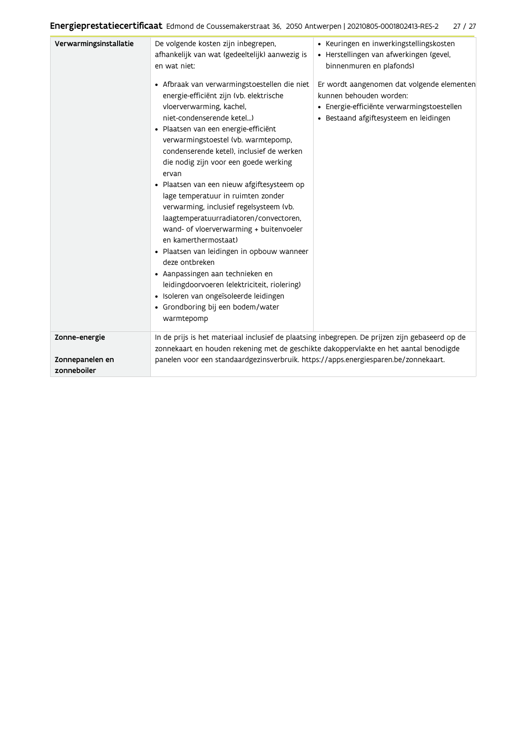| | | |
|---|---|---|
| **Verwarmingsinstallatie** | De volgende kosten zijn inbegrepen, afhankelijk van wat (gedeeltelijk) aanwezig is en wat niet:<br><br>• Afbraak van verwarmingstoestellen die niet energie-efficiënt zijn (vb. elektrische vloerverwarming, kachel, niet-condenserende ketel...)<br>• Plaatsen van een energie-efficiënt verwarmingstoestel (vb. warmtepomp, condenserende ketel), inclusief de werken die nodig zijn voor een goede werking ervan<br>• Plaatsen van een nieuw afgiftesysteem op lage temperatuur in ruimten zonder verwarming, inclusief regelsysteem (vb. laagtemperatuurradiatoren/convectoren, wand- of vloerverwarming + buitenvoeler en kamerthermostaat)<br>• Plaatsen van leidingen in opbouw wanneer deze ontbreken<br>• Aanpassingen aan technieken en leidingdoorvoeren (elektriciteit, riolering)<br>• Isoleren van ongeïsoleerde leidingen<br>• Grondboring bij een bodem/water warmtepomp | • Keuringen en inwerkingstellingskosten<br>• Herstellingen van afwerkingen (gevel, binnenmuren en plafonds)<br><br>Er wordt aangenomen dat volgende elementen kunnen behouden worden:<br>• Energie-efficiënte verwarmingstoestellen<br>• Bestaand afgiftesysteem en leidingen |
| **Zonne-energie**<br><br>**Zonnepanelen en zonneboiler** | In de prijs is het materiaal inclusief de plaatsing inbegrepen. De prijzen zijn gebaseerd op de zonnekaart en houden rekening met de geschikte dakoppervlakte en het aantal benodigde panelen voor een standaardgezinsverbruik. https://apps.energiesparen.be/zonnekaart. | |